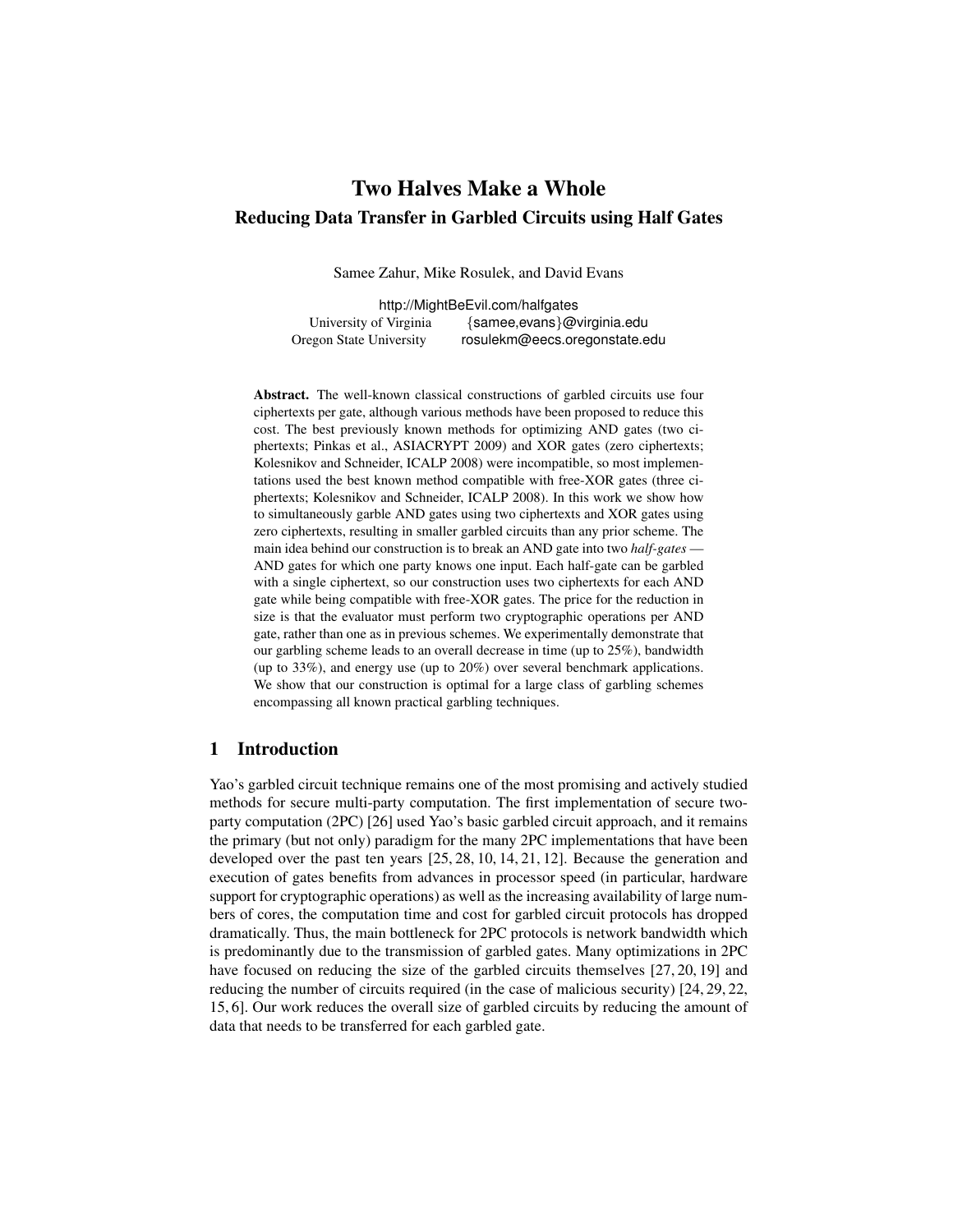# Two Halves Make a Whole

## Reducing Data Transfer in Garbled Circuits using Half Gates

Samee Zahur, Mike Rosulek, and David Evans

http://MightBeEvil.com/halfgates

University of Virginia {samee,evans}@virginia.edu

Oregon State University rosulekm@eecs.oregonstate.edu

**Abstract.** The well-known classical constructions of garbled circuits use four ciphertexts per gate, although various methods have been proposed to reduce this cost. The best previously known methods for optimizing AND gates (two ciphertexts; Pinkas et al., ASIACRYPT 2009) and XOR gates (zero ciphertexts; Kolesnikov and Schneider, ICALP 2008) were incompatible, so most implementations used the best known method compatible with free-XOR gates (three ciphertexts; Kolesnikov and Schneider, ICALP 2008). In this work we show how to simultaneously garble AND gates using two ciphertexts and XOR gates using zero ciphertexts, resulting in smaller garbled circuits than any prior scheme. The main idea behind our construction is to break an AND gate into two *half-gates* — AND gates for which one party knows one input. Each half-gate can be garbled with a single ciphertext, so our construction uses two ciphertexts for each AND gate while being compatible with free-XOR gates. The price for the reduction in size is that the evaluator must perform two cryptographic operations per AND gate, rather than one as in previous schemes. We experimentally demonstrate that our garbling scheme leads to an overall decrease in time (up to 25%), bandwidth (up to 33%), and energy use (up to 20%) over several benchmark applications. We show that our construction is optimal for a large class of garbling schemes encompassing all known practical garbling techniques.

## 1 Introduction

Yao's garbled circuit technique remains one of the most promising and actively studied methods for secure multi-party computation. The first implementation of secure two-party computation (2PC) [26] used Yao's basic garbled circuit approach, and it remains the primary (but not only) paradigm for the many 2PC implementations that have been developed over the past ten years [25, 28, 10, 14, 21, 12]. Because the generation and execution of gates benefits from advances in processor speed (in particular, hardware support for cryptographic operations) as well as the increasing availability of large numbers of cores, the computation time and cost for garbled circuit protocols has dropped dramatically. Thus, the main bottleneck for 2PC protocols is network bandwidth which is predominantly due to the transmission of garbled gates. Many optimizations in 2PC have focused on reducing the size of the garbled circuits themselves [27, 20, 19] and reducing the number of circuits required (in the case of malicious security) [24, 29, 22, 15, 6]. Our work reduces the overall size of garbled circuits by reducing the amount of data that needs to be transferred for each garbled gate.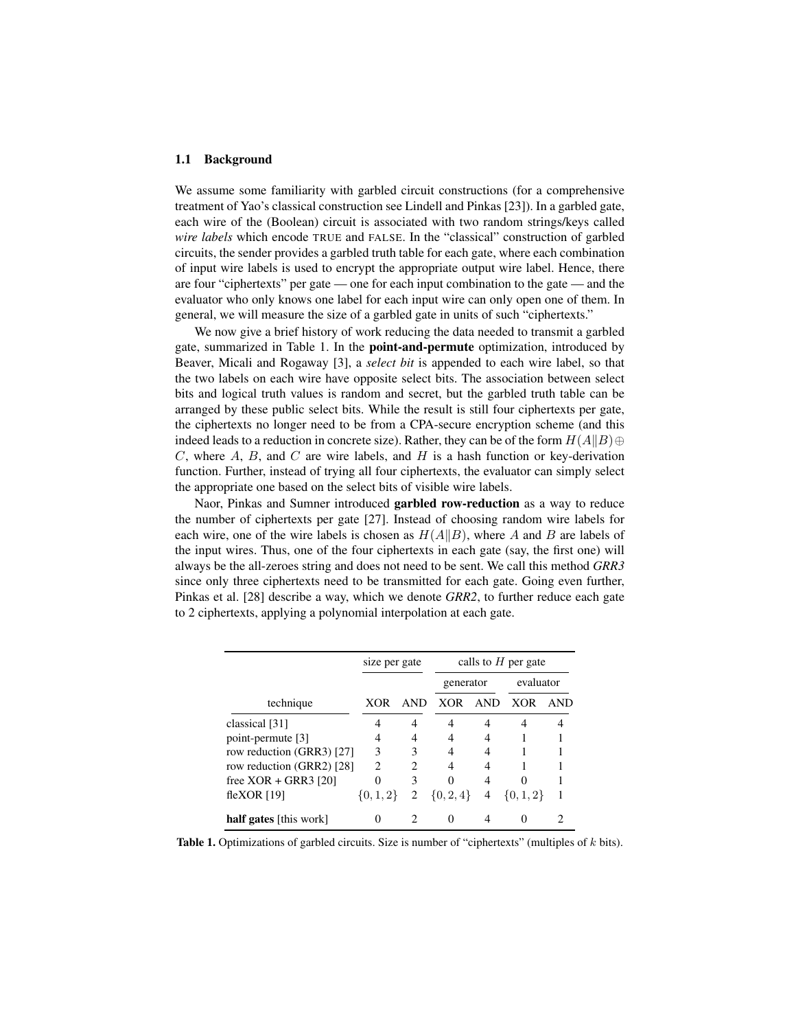### 1.1 Background

We assume some familiarity with garbled circuit constructions (for a comprehensive treatment of Yao's classical construction see Lindell and Pinkas [23]). In a garbled gate, each wire of the (Boolean) circuit is associated with two random strings/keys called *wire labels* which encode TRUE and FALSE. In the "classical" construction of garbled circuits, the sender provides a garbled truth table for each gate, where each combination of input wire labels is used to encrypt the appropriate output wire label. Hence, there are four "ciphertexts" per gate — one for each input combination to the gate — and the evaluator who only knows one label for each input wire can only open one of them. In general, we will measure the size of a garbled gate in units of such "ciphertexts."

We now give a brief history of work reducing the data needed to transmit a garbled gate, summarized in Table 1. In the **point-and-permute** optimization, introduced by Beaver, Micali and Rogaway [3], a *select bit* is appended to each wire label, so that the two labels on each wire have opposite select bits. The association between select bits and logical truth values is random and secret, but the garbled truth table can be arranged by these public select bits. While the result is still four ciphertexts per gate, the ciphertexts no longer need to be from a CPA-secure encryption scheme (and this indeed leads to a reduction in concrete size). Rather, they can be of the form $H(A\|B) \oplus C$, where $A$, $B$, and $C$ are wire labels, and $H$ is a hash function or key-derivation function. Further, instead of trying all four ciphertexts, the evaluator can simply select the appropriate one based on the select bits of visible wire labels.

Naor, Pinkas and Sumner introduced **garbled row-reduction** as a way to reduce the number of ciphertexts per gate [27]. Instead of choosing random wire labels for each wire, one of the wire labels is chosen as $H(A\|B)$, where $A$ and $B$ are labels of the input wires. Thus, one of the four ciphertexts in each gate (say, the first one) will always be the all-zeroes string and does not need to be sent. We call this method ***GRR3*** since only three ciphertexts need to be transmitted for each gate. Going even further, Pinkas et al. [28] describe a way, which we denote ***GRR2***, to further reduce each gate to 2 ciphertexts, applying a polynomial interpolation at each gate.

| | size per gate | | calls to $H$ per gate | | | |
|---|---|---|---|---|---|---|
| | | | generator | | evaluator | |
| technique | XOR | AND | XOR | AND | XOR | AND |
| classical [31] | 4 | 4 | 4 | 4 | 4 | 4 |
| point-permute [3] | 4 | 4 | 4 | 4 | 1 | 1 |
| row reduction (GRR3) [27] | 3 | 3 | 4 | 4 | 1 | 1 |
| row reduction (GRR2) [28] | 2 | 2 | 4 | 4 | 1 | 1 |
| free XOR + GRR3 [20] | 0 | 3 | 0 | 4 | 0 | 1 |
| fleXOR [19] | $\{0, 1, 2\}$ | 2 | $\{0, 2, 4\}$ | 4 | $\{0, 1, 2\}$ | 1 |
| **half gates** [this work] | 0 | 2 | 0 | 4 | 0 | 2 |

**Table 1.** Optimizations of garbled circuits. Size is number of "ciphertexts" (multiples of $k$ bits).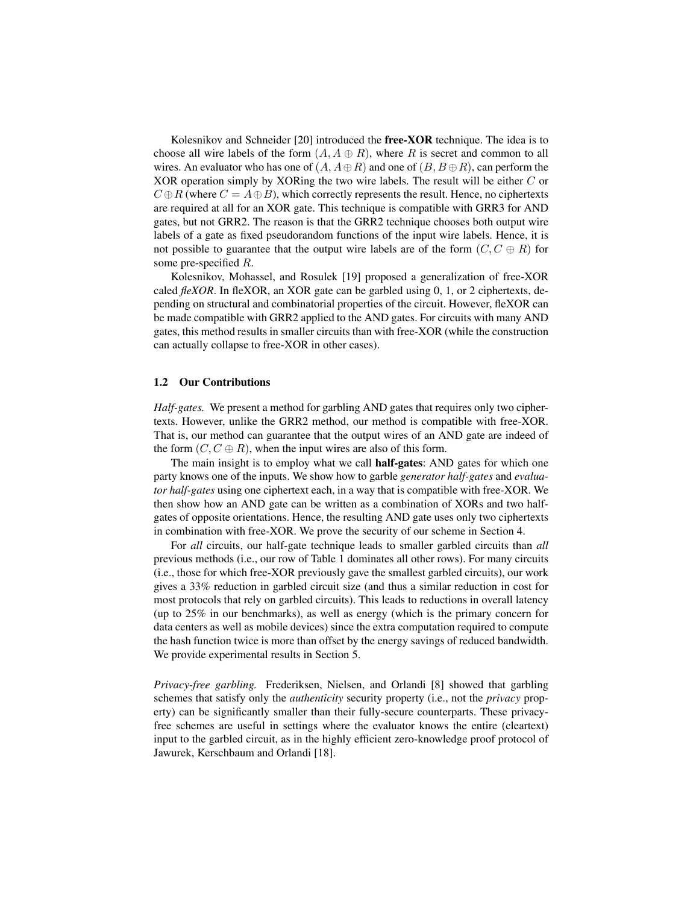Kolesnikov and Schneider [20] introduced the **free-XOR** technique. The idea is to choose all wire labels of the form $(A, A \oplus R)$, where $R$ is secret and common to all wires. An evaluator who has one of $(A, A \oplus R)$ and one of $(B, B \oplus R)$, can perform the XOR operation simply by XORing the two wire labels. The result will be either $C$ or $C \oplus R$ (where $C = A \oplus B$), which correctly represents the result. Hence, no ciphertexts are required at all for an XOR gate. This technique is compatible with GRR3 for AND gates, but not GRR2. The reason is that the GRR2 technique chooses both output wire labels of a gate as fixed pseudorandom functions of the input wire labels. Hence, it is not possible to guarantee that the output wire labels are of the form $(C, C \oplus R)$ for some pre-specified $R$.

Kolesnikov, Mohassel, and Rosulek [19] proposed a generalization of free-XOR caled *fleXOR*. In fleXOR, an XOR gate can be garbled using 0, 1, or 2 ciphertexts, depending on structural and combinatorial properties of the circuit. However, fleXOR can be made compatible with GRR2 applied to the AND gates. For circuits with many AND gates, this method results in smaller circuits than with free-XOR (while the construction can actually collapse to free-XOR in other cases).

### 1.2 Our Contributions

*Half-gates.* We present a method for garbling AND gates that requires only two ciphertexts. However, unlike the GRR2 method, our method is compatible with free-XOR. That is, our method can guarantee that the output wires of an AND gate are indeed of the form $(C, C \oplus R)$, when the input wires are also of this form.

The main insight is to employ what we call **half-gates**: AND gates for which one party knows one of the inputs. We show how to garble *generator half-gates* and *evaluator half-gates* using one ciphertext each, in a way that is compatible with free-XOR. We then show how an AND gate can be written as a combination of XORs and two half-gates of opposite orientations. Hence, the resulting AND gate uses only two ciphertexts in combination with free-XOR. We prove the security of our scheme in Section 4.

For *all* circuits, our half-gate technique leads to smaller garbled circuits than *all* previous methods (i.e., our row of Table 1 dominates all other rows). For many circuits (i.e., those for which free-XOR previously gave the smallest garbled circuits), our work gives a 33% reduction in garbled circuit size (and thus a similar reduction in cost for most protocols that rely on garbled circuits). This leads to reductions in overall latency (up to 25% in our benchmarks), as well as energy (which is the primary concern for data centers as well as mobile devices) since the extra computation required to compute the hash function twice is more than offset by the energy savings of reduced bandwidth. We provide experimental results in Section 5.

*Privacy-free garbling.* Frederiksen, Nielsen, and Orlandi [8] showed that garbling schemes that satisfy only the *authenticity* security property (i.e., not the *privacy* property) can be significantly smaller than their fully-secure counterparts. These privacy-free schemes are useful in settings where the evaluator knows the entire (cleartext) input to the garbled circuit, as in the highly efficient zero-knowledge proof protocol of Jawurek, Kerschbaum and Orlandi [18].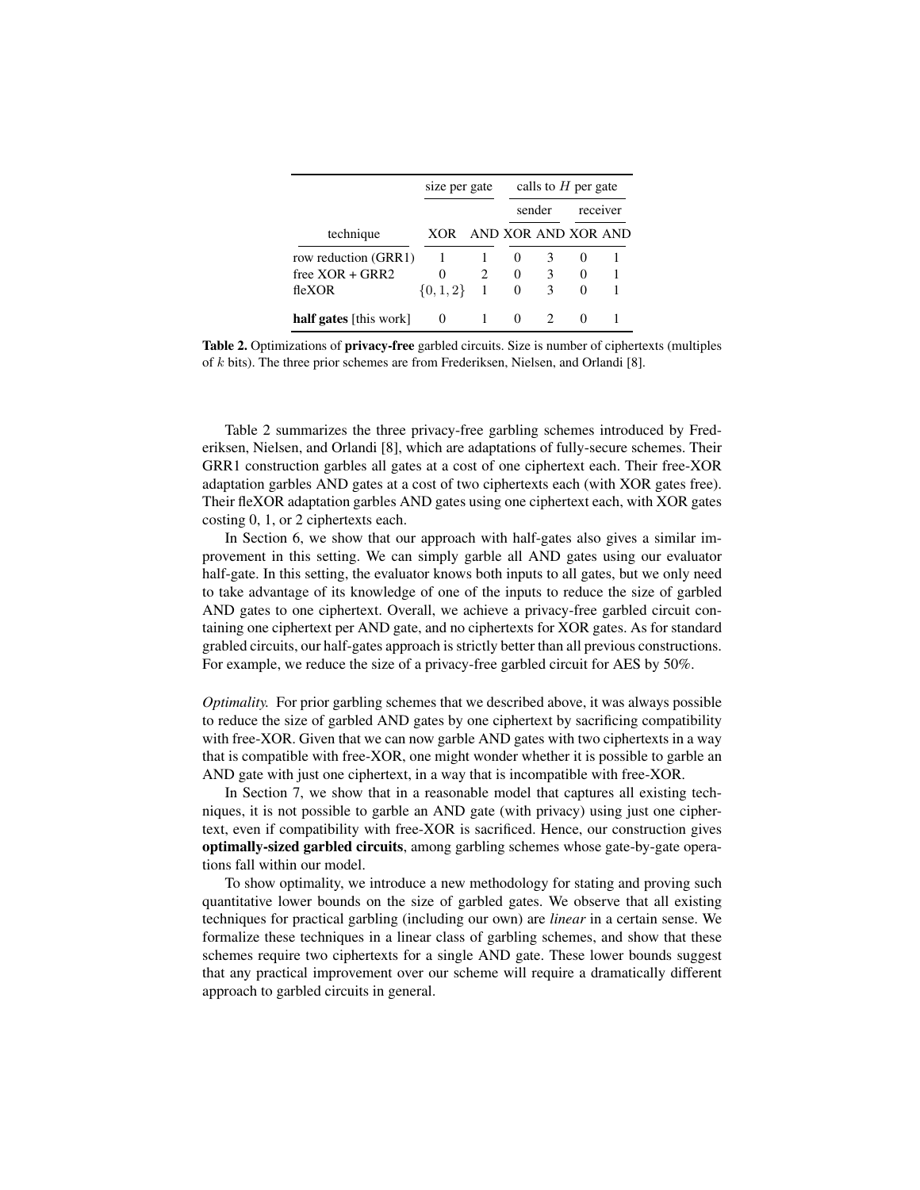| technique | size per gate | | calls to $H$ per gate | | | |
|---|---|---|---|---|---|---|
| | | | sender | | receiver | |
| | XOR | AND | XOR | AND | XOR | AND |
| row reduction (GRR1) | 1 | 1 | 0 | 3 | 0 | 1 |
| free XOR + GRR2 | 0 | 2 | 0 | 3 | 0 | 1 |
| fleXOR | $\{0, 1, 2\}$ | 1 | 0 | 3 | 0 | 1 |
| **half gates** [this work] | 0 | 1 | 0 | 2 | 0 | 1 |

**Table 2.** Optimizations of **privacy-free** garbled circuits. Size is number of ciphertexts (multiples of $k$ bits). The three prior schemes are from Frederiksen, Nielsen, and Orlandi [8].

Table 2 summarizes the three privacy-free garbling schemes introduced by Frederiksen, Nielsen, and Orlandi [8], which are adaptations of fully-secure schemes. Their GRR1 construction garbles all gates at a cost of one ciphertext each. Their free-XOR adaptation garbles AND gates at a cost of two ciphertexts each (with XOR gates free). Their fleXOR adaptation garbles AND gates using one ciphertext each, with XOR gates costing 0, 1, or 2 ciphertexts each.

In Section 6, we show that our approach with half-gates also gives a similar improvement in this setting. We can simply garble all AND gates using our evaluator half-gate. In this setting, the evaluator knows both inputs to all gates, but we only need to take advantage of its knowledge of one of the inputs to reduce the size of garbled AND gates to one ciphertext. Overall, we achieve a privacy-free garbled circuit containing one ciphertext per AND gate, and no ciphertexts for XOR gates. As for standard grabled circuits, our half-gates approach is strictly better than all previous constructions. For example, we reduce the size of a privacy-free garbled circuit for AES by 50%.

*Optimality.* For prior garbling schemes that we described above, it was always possible to reduce the size of garbled AND gates by one ciphertext by sacrificing compatibility with free-XOR. Given that we can now garble AND gates with two ciphertexts in a way that is compatible with free-XOR, one might wonder whether it is possible to garble an AND gate with just one ciphertext, in a way that is incompatible with free-XOR.

In Section 7, we show that in a reasonable model that captures all existing techniques, it is not possible to garble an AND gate (with privacy) using just one ciphertext, even if compatibility with free-XOR is sacrificed. Hence, our construction gives **optimally-sized garbled circuits**, among garbling schemes whose gate-by-gate operations fall within our model.

To show optimality, we introduce a new methodology for stating and proving such quantitative lower bounds on the size of garbled gates. We observe that all existing techniques for practical garbling (including our own) are *linear* in a certain sense. We formalize these techniques in a linear class of garbling schemes, and show that these schemes require two ciphertexts for a single AND gate. These lower bounds suggest that any practical improvement over our scheme will require a dramatically different approach to garbled circuits in general.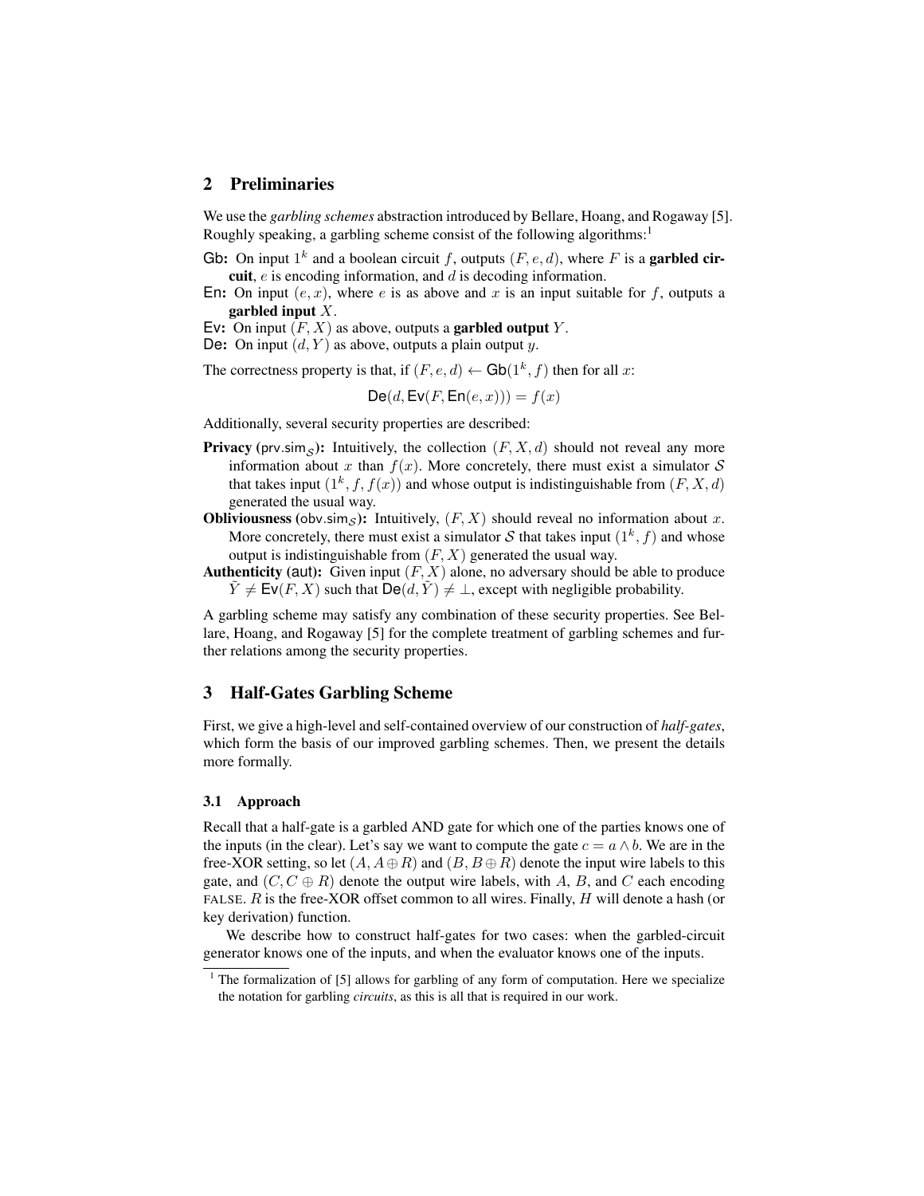## 2 Preliminaries

We use the *garbling schemes* abstraction introduced by Bellare, Hoang, and Rogaway [5]. Roughly speaking, a garbling scheme consist of the following algorithms:[1]

**Gb:** On input $1^k$ and a boolean circuit $f$, outputs $(F, e, d)$, where $F$ is a **garbled circuit**, $e$ is encoding information, and $d$ is decoding information.

**En:** On input $(e, x)$, where $e$ is as above and $x$ is an input suitable for $f$, outputs a **garbled input** $X$.

**Ev:** On input $(F, X)$ as above, outputs a **garbled output** $Y$.

**De:** On input $(d, Y)$ as above, outputs a plain output $y$.

The correctness property is that, if $(F, e, d) \leftarrow \mathsf{Gb}(1^k, f)$ then for all $x$:

$$\mathsf{De}(d, \mathsf{Ev}(F, \mathsf{En}(e, x))) = f(x)$$

Additionally, several security properties are described:

**Privacy ($\mathsf{prv.sim}_\mathcal{S}$):** Intuitively, the collection $(F, X, d)$ should not reveal any more information about $x$ than $f(x)$. More concretely, there must exist a simulator $\mathcal{S}$ that takes input $(1^k, f, f(x))$ and whose output is indistinguishable from $(F, X, d)$ generated the usual way.

**Obliviousness ($\mathsf{obv.sim}_\mathcal{S}$):** Intuitively, $(F, X)$ should reveal no information about $x$. More concretely, there must exist a simulator $\mathcal{S}$ that takes input $(1^k, f)$ and whose output is indistinguishable from $(F, X)$ generated the usual way.

**Authenticity ($\mathsf{aut}$):** Given input $(F, X)$ alone, no adversary should be able to produce $\tilde{Y} \neq \mathsf{Ev}(F, X)$ such that $\mathsf{De}(d, \tilde{Y}) \neq \bot$, except with negligible probability.

A garbling scheme may satisfy any combination of these security properties. See Bellare, Hoang, and Rogaway [5] for the complete treatment of garbling schemes and further relations among the security properties.

## 3 Half-Gates Garbling Scheme

First, we give a high-level and self-contained overview of our construction of *half-gates*, which form the basis of our improved garbling schemes. Then, we present the details more formally.

### 3.1 Approach

Recall that a half-gate is a garbled AND gate for which one of the parties knows one of the inputs (in the clear). Let's say we want to compute the gate $c = a \wedge b$. We are in the free-XOR setting, so let $(A, A \oplus R)$ and $(B, B \oplus R)$ denote the input wire labels to this gate, and $(C, C \oplus R)$ denote the output wire labels, with $A$, $B$, and $C$ each encoding FALSE. $R$ is the free-XOR offset common to all wires. Finally, $H$ will denote a hash (or key derivation) function.

We describe how to construct half-gates for two cases: when the garbled-circuit generator knows one of the inputs, and when the evaluator knows one of the inputs.

[1] The formalization of [5] allows for garbling of any form of computation. Here we specialize the notation for garbling *circuits*, as this is all that is required in our work.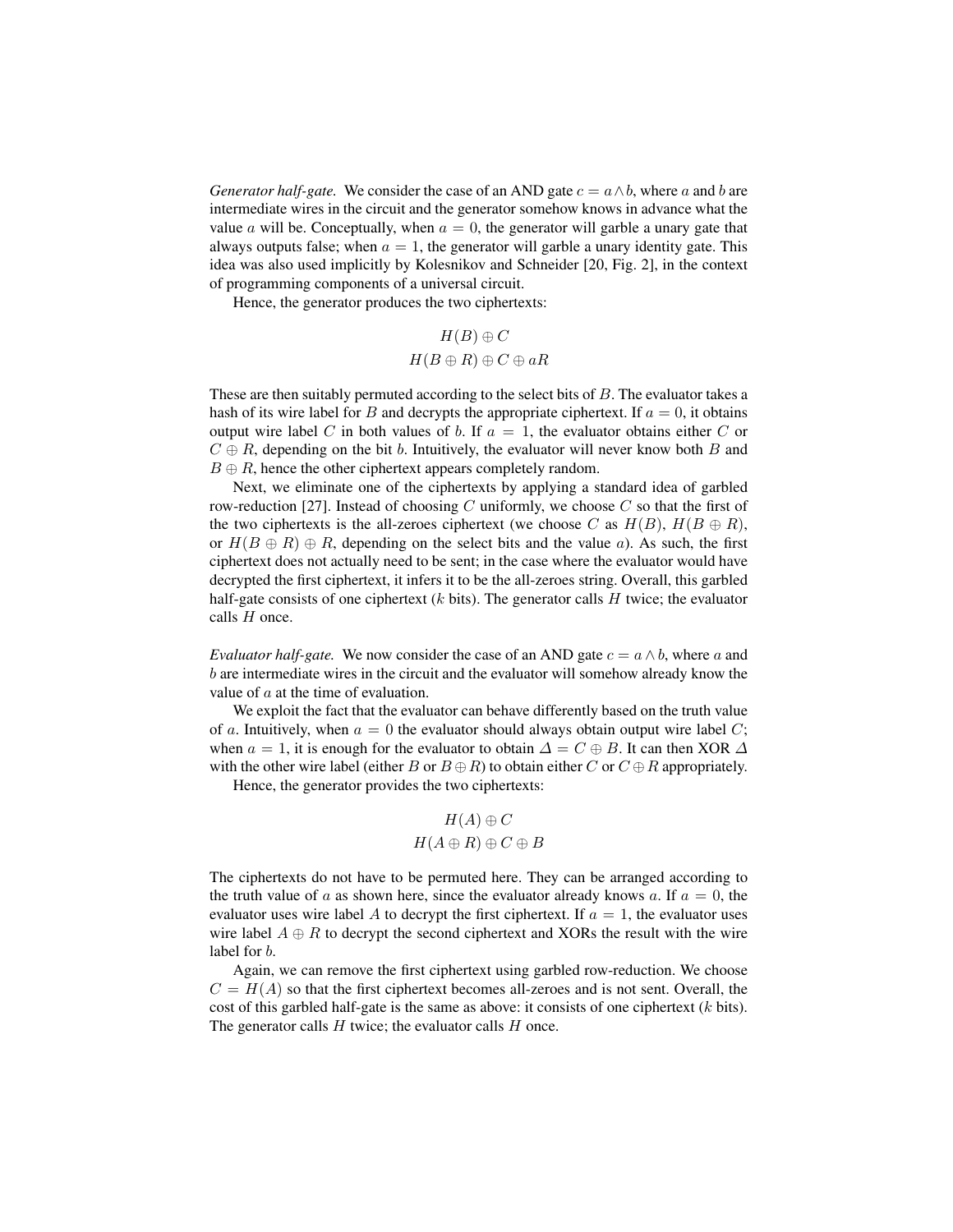*Generator half-gate.* We consider the case of an AND gate $c = a \wedge b$, where $a$ and $b$ are intermediate wires in the circuit and the generator somehow knows in advance what the value $a$ will be. Conceptually, when $a = 0$, the generator will garble a unary gate that always outputs false; when $a = 1$, the generator will garble a unary identity gate. This idea was also used implicitly by Kolesnikov and Schneider [20, Fig. 2], in the context of programming components of a universal circuit.

Hence, the generator produces the two ciphertexts:

$$H(B) \oplus C$$
$$H(B \oplus R) \oplus C \oplus aR$$

These are then suitably permuted according to the select bits of $B$. The evaluator takes a hash of its wire label for $B$ and decrypts the appropriate ciphertext. If $a = 0$, it obtains output wire label $C$ in both values of $b$. If $a = 1$, the evaluator obtains either $C$ or $C \oplus R$, depending on the bit $b$. Intuitively, the evaluator will never know both $B$ and $B \oplus R$, hence the other ciphertext appears completely random.

Next, we eliminate one of the ciphertexts by applying a standard idea of garbled row-reduction [27]. Instead of choosing $C$ uniformly, we choose $C$ so that the first of the two ciphertexts is the all-zeroes ciphertext (we choose $C$ as $H(B)$, $H(B \oplus R)$, or $H(B \oplus R) \oplus R$, depending on the select bits and the value $a$). As such, the first ciphertext does not actually need to be sent; in the case where the evaluator would have decrypted the first ciphertext, it infers it to be the all-zeroes string. Overall, this garbled half-gate consists of one ciphertext ($k$ bits). The generator calls $H$ twice; the evaluator calls $H$ once.

*Evaluator half-gate.* We now consider the case of an AND gate $c = a \wedge b$, where $a$ and $b$ are intermediate wires in the circuit and the evaluator will somehow already know the value of $a$ at the time of evaluation.

We exploit the fact that the evaluator can behave differently based on the truth value of $a$. Intuitively, when $a = 0$ the evaluator should always obtain output wire label $C$; when $a = 1$, it is enough for the evaluator to obtain $\Delta = C \oplus B$. It can then XOR $\Delta$ with the other wire label (either $B$ or $B \oplus R$) to obtain either $C$ or $C \oplus R$ appropriately.

Hence, the generator provides the two ciphertexts:

$$H(A) \oplus C$$
$$H(A \oplus R) \oplus C \oplus B$$

The ciphertexts do not have to be permuted here. They can be arranged according to the truth value of $a$ as shown here, since the evaluator already knows $a$. If $a = 0$, the evaluator uses wire label $A$ to decrypt the first ciphertext. If $a = 1$, the evaluator uses wire label $A \oplus R$ to decrypt the second ciphertext and XORs the result with the wire label for $b$.

Again, we can remove the first ciphertext using garbled row-reduction. We choose $C = H(A)$ so that the first ciphertext becomes all-zeroes and is not sent. Overall, the cost of this garbled half-gate is the same as above: it consists of one ciphertext ($k$ bits). The generator calls $H$ twice; the evaluator calls $H$ once.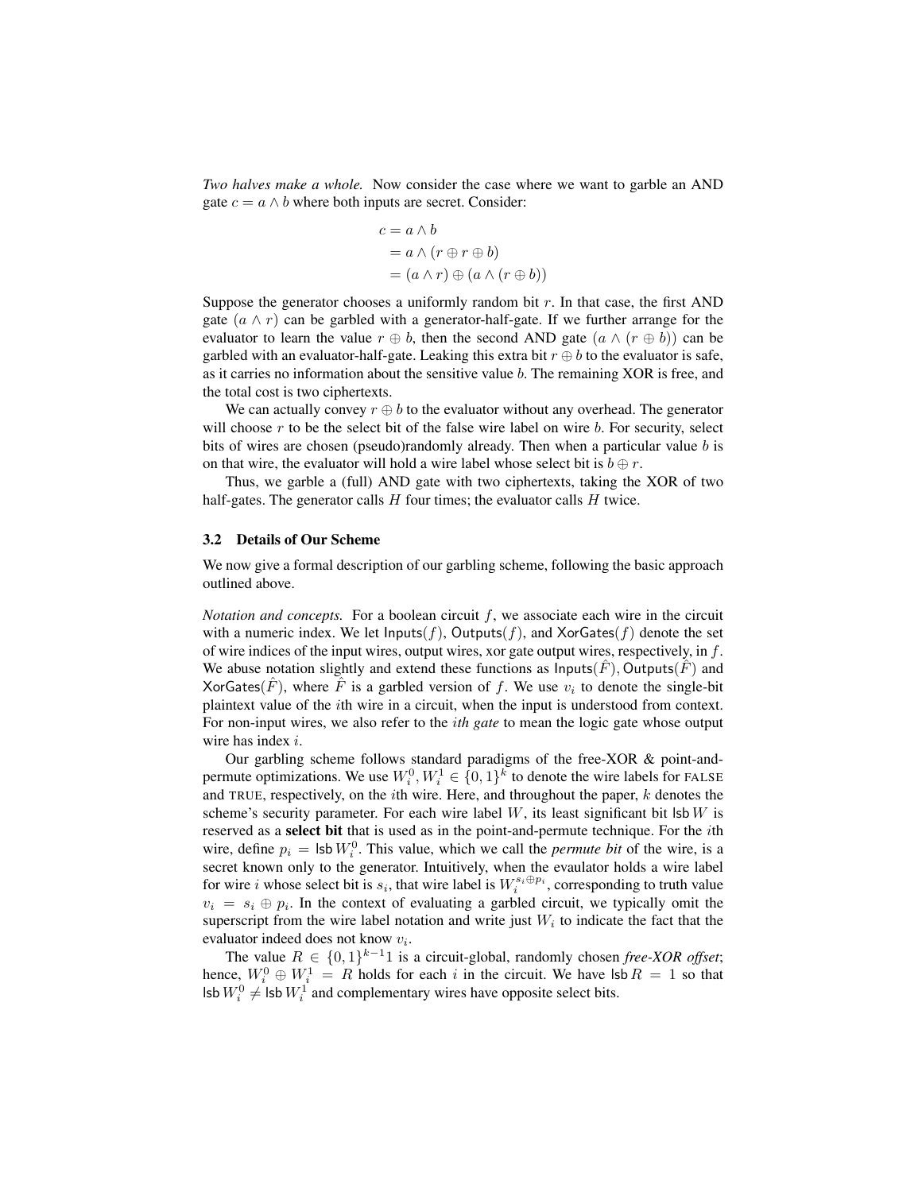*Two halves make a whole.* Now consider the case where we want to garble an AND gate $c = a \wedge b$ where both inputs are secret. Consider:

$$
\begin{aligned}
c &= a \wedge b \\
&= a \wedge (r \oplus r \oplus b) \\
&= (a \wedge r) \oplus (a \wedge (r \oplus b))
\end{aligned}
$$

Suppose the generator chooses a uniformly random bit $r$. In that case, the first AND gate $(a \wedge r)$ can be garbled with a generator-half-gate. If we further arrange for the evaluator to learn the value $r \oplus b$, then the second AND gate $(a \wedge (r \oplus b))$ can be garbled with an evaluator-half-gate. Leaking this extra bit $r \oplus b$ to the evaluator is safe, as it carries no information about the sensitive value $b$. The remaining XOR is free, and the total cost is two ciphertexts.

We can actually convey $r \oplus b$ to the evaluator without any overhead. The generator will choose $r$ to be the select bit of the false wire label on wire $b$. For security, select bits of wires are chosen (pseudo)randomly already. Then when a particular value $b$ is on that wire, the evaluator will hold a wire label whose select bit is $b \oplus r$.

Thus, we garble a (full) AND gate with two ciphertexts, taking the XOR of two half-gates. The generator calls $H$ four times; the evaluator calls $H$ twice.

### 3.2 Details of Our Scheme

We now give a formal description of our garbling scheme, following the basic approach outlined above.

*Notation and concepts.* For a boolean circuit $f$, we associate each wire in the circuit with a numeric index. We let $\mathsf{Inputs}(f)$, $\mathsf{Outputs}(f)$, and $\mathsf{XorGates}(f)$ denote the set of wire indices of the input wires, output wires, xor gate output wires, respectively, in $f$. We abuse notation slightly and extend these functions as $\mathsf{Inputs}(\hat{F})$, $\mathsf{Outputs}(\hat{F})$ and $\mathsf{XorGates}(\hat{F})$, where $\hat{F}$ is a garbled version of $f$. We use $v_i$ to denote the single-bit plaintext value of the $i$th wire in a circuit, when the input is understood from context. For non-input wires, we also refer to the *ith gate* to mean the logic gate whose output wire has index $i$.

Our garbling scheme follows standard paradigms of the free-XOR & point-and-permute optimizations. We use $W_i^0, W_i^1 \in \{0,1\}^k$ to denote the wire labels for FALSE and TRUE, respectively, on the $i$th wire. Here, and throughout the paper, $k$ denotes the scheme's security parameter. For each wire label $W$, its least significant bit $\mathsf{lsb}\, W$ is reserved as a **select bit** that is used as in the point-and-permute technique. For the $i$th wire, define $p_i = \mathsf{lsb}\, W_i^0$. This value, which we call the *permute bit* of the wire, is a secret known only to the generator. Intuitively, when the evaluator holds a wire label for wire $i$ whose select bit is $s_i$, that wire label is $W_i^{s_i \oplus p_i}$, corresponding to truth value $v_i = s_i \oplus p_i$. In the context of evaluating a garbled circuit, we typically omit the superscript from the wire label notation and write just $W_i$ to indicate the fact that the evaluator indeed does not know $v_i$.

The value $R \in \{0,1\}^{k-1}1$ is a circuit-global, randomly chosen *free-XOR offset*; hence, $W_i^0 \oplus W_i^1 = R$ holds for each $i$ in the circuit. We have $\mathsf{lsb}\, R = 1$ so that $\mathsf{lsb}\, W_i^0 \neq \mathsf{lsb}\, W_i^1$ and complementary wires have opposite select bits.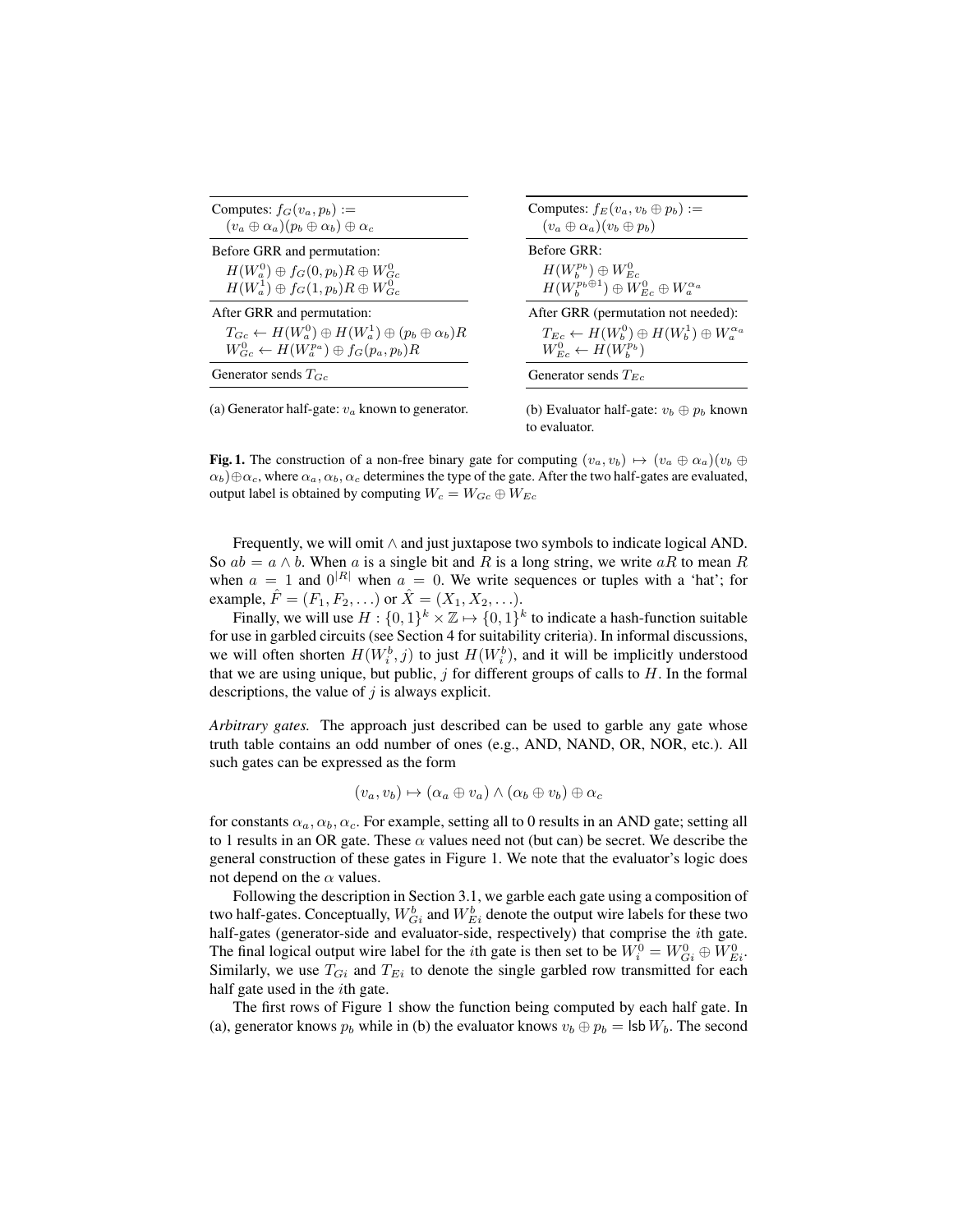| Computes: $f_G(v_a, p_b) :=$ $(v_a \oplus \alpha_a)(p_b \oplus \alpha_b) \oplus \alpha_c$ |
|---|
| Before GRR and permutation: $H(W_a^0) \oplus f_G(0, p_b)R \oplus W_{Gc}^0$ $H(W_a^1) \oplus f_G(1, p_b)R \oplus W_{Gc}^0$ |
| After GRR and permutation: $T_{Gc} \leftarrow H(W_a^0) \oplus H(W_a^1) \oplus (p_b \oplus \alpha_b)R$ $W_{Gc}^0 \leftarrow H(W_a^{p_a}) \oplus f_G(p_a, p_b)R$ |
| Generator sends $T_{Gc}$ |

(a) Generator half-gate: $v_a$ known to generator.

| Computes: $f_E(v_a, v_b \oplus p_b) :=$ $(v_a \oplus \alpha_a)(v_b \oplus p_b)$ |
|---|
| Before GRR: $H(W_b^{p_b}) \oplus W_{Ec}^0$ $H(W_b^{p_b \oplus 1}) \oplus W_{Ec}^0 \oplus W_a^{\alpha_a}$ |
| After GRR (permutation not needed): $T_{Ec} \leftarrow H(W_b^0) \oplus H(W_b^1) \oplus W_a^{\alpha_a}$ $W_{Ec}^0 \leftarrow H(W_b^{p_b})$ |
| Generator sends $T_{Ec}$ |

(b) Evaluator half-gate: $v_b \oplus p_b$ known to evaluator.

**Fig. 1.** The construction of a non-free binary gate for computing $(v_a, v_b) \mapsto (v_a \oplus \alpha_a)(v_b \oplus \alpha_b) \oplus \alpha_c$, where $\alpha_a, \alpha_b, \alpha_c$ determines the type of the gate. After the two half-gates are evaluated, output label is obtained by computing $W_c = W_{Gc} \oplus W_{Ec}$

Frequently, we will omit $\wedge$ and just juxtapose two symbols to indicate logical AND. So $ab = a \wedge b$. When $a$ is a single bit and $R$ is a long string, we write $aR$ to mean $R$ when $a = 1$ and $0^{|R|}$ when $a = 0$. We write sequences or tuples with a 'hat'; for example, $\hat{F} = (F_1, F_2, \ldots)$ or $\hat{X} = (X_1, X_2, \ldots)$.

Finally, we will use $H : \{0,1\}^k \times \mathbb{Z} \mapsto \{0,1\}^k$ to indicate a hash-function suitable for use in garbled circuits (see Section 4 for suitability criteria). In informal discussions, we will often shorten $H(W_i^b, j)$ to just $H(W_i^b)$, and it will be implicitly understood that we are using unique, but public, $j$ for different groups of calls to $H$. In the formal descriptions, the value of $j$ is always explicit.

*Arbitrary gates.* The approach just described can be used to garble any gate whose truth table contains an odd number of ones (e.g., AND, NAND, OR, NOR, etc.). All such gates can be expressed as the form

$$(v_a, v_b) \mapsto (\alpha_a \oplus v_a) \wedge (\alpha_b \oplus v_b) \oplus \alpha_c$$

for constants $\alpha_a, \alpha_b, \alpha_c$. For example, setting all to 0 results in an AND gate; setting all to 1 results in an OR gate. These $\alpha$ values need not (but can) be secret. We describe the general construction of these gates in Figure 1. We note that the evaluator's logic does not depend on the $\alpha$ values.

Following the description in Section 3.1, we garble each gate using a composition of two half-gates. Conceptually, $W_{Gi}^b$ and $W_{Ei}^b$ denote the output wire labels for these two half-gates (generator-side and evaluator-side, respectively) that comprise the $i$th gate. The final logical output wire label for the $i$th gate is then set to be $W_i^0 = W_{Gi}^0 \oplus W_{Ei}^0$. Similarly, we use $T_{Gi}$ and $T_{Ei}$ to denote the single garbled row transmitted for each half gate used in the $i$th gate.

The first rows of Figure 1 show the function being computed by each half gate. In (a), generator knows $p_b$ while in (b) the evaluator knows $v_b \oplus p_b = \mathsf{lsb}\, W_b$. The second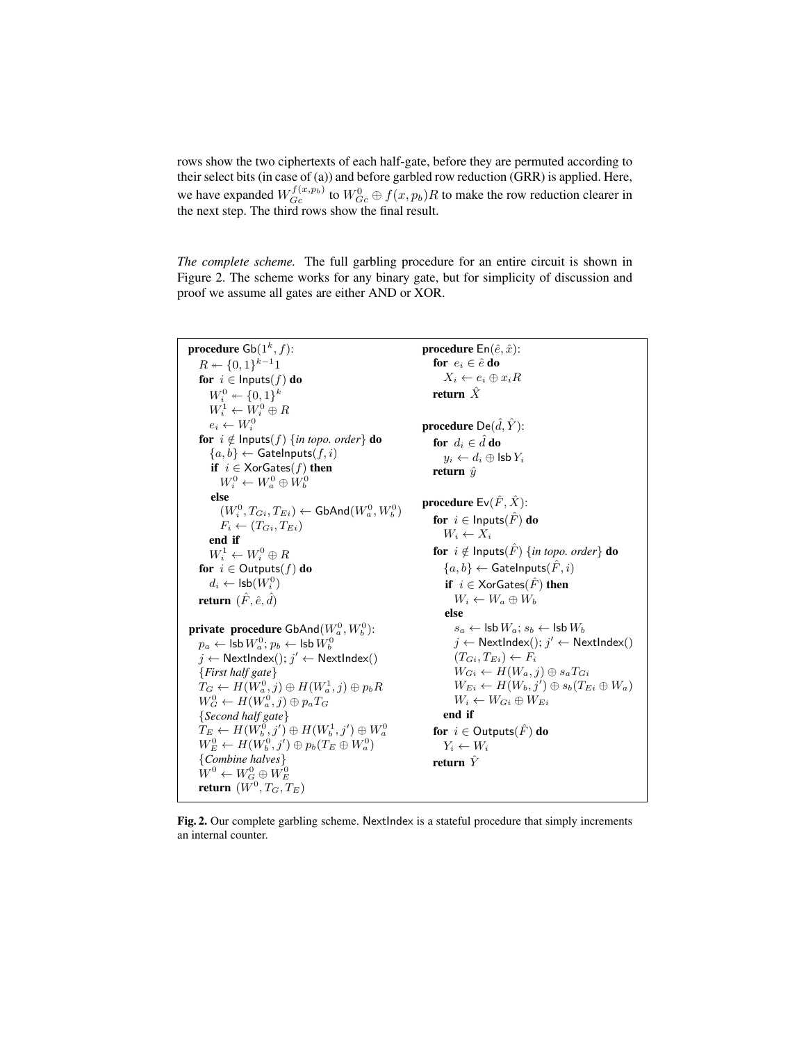rows show the two ciphertexts of each half-gate, before they are permuted according to their select bits (in case of (a)) and before garbled row reduction (GRR) is applied. Here, we have expanded $W_{Gc}^{f(x,p_b)}$ to $W_{Gc}^0 \oplus f(x, p_b)R$ to make the row reduction clearer in the next step. The third rows show the final result.

*The complete scheme.* The full garbling procedure for an entire circuit is shown in Figure 2. The scheme works for any binary gate, but for simplicity of discussion and proof we assume all gates are either AND or XOR.

```
procedure Gb(1^k, f):
  R ← {0,1}^{k-1} 1
  for i ∈ Inputs(f) do
    W_i^0 ← {0,1}^k
    W_i^1 ← W_i^0 ⊕ R
    e_i ← W_i^0
  for i ∉ Inputs(f) {in topo. order} do
    {a, b} ← GateInputs(f, i)
    if i ∈ XorGates(f) then
      W_i^0 ← W_a^0 ⊕ W_b^0
    else
      (W_i^0, T_Gi, T_Ei) ← GbAnd(W_a^0, W_b^0)
      F_i ← (T_Gi, T_Ei)
    end if
    W_i^1 ← W_i^0 ⊕ R
  for i ∈ Outputs(f) do
    d_i ← lsb(W_i^0)
  return (F̂, ê, d̂)

private procedure GbAnd(W_a^0, W_b^0):
  p_a ← lsb W_a^0; p_b ← lsb W_b^0
  j ← NextIndex(); j' ← NextIndex()
  {First half gate}
  T_G ← H(W_a^0, j) ⊕ H(W_a^1, j) ⊕ p_b R
  W_G^0 ← H(W_a^0, j) ⊕ p_a T_G
  {Second half gate}
  T_E ← H(W_b^0, j') ⊕ H(W_b^1, j') ⊕ W_a^0
  W_E^0 ← H(W_b^0, j') ⊕ p_b (T_E ⊕ W_a^0)
  {Combine halves}
  W^0 ← W_G^0 ⊕ W_E^0
  return (W^0, T_G, T_E)

procedure En(ê, x̂):
  for e_i ∈ ê do
    X_i ← e_i ⊕ x_i R
  return X̂

procedure De(d̂, Ŷ):
  for d_i ∈ d̂ do
    y_i ← d_i ⊕ lsb Y_i
  return ŷ

procedure Ev(F̂, X̂):
  for i ∈ Inputs(F̂) do
    W_i ← X_i
  for i ∉ Inputs(F̂) {in topo. order} do
    {a, b} ← GateInputs(F̂, i)
    if i ∈ XorGates(F̂) then
      W_i ← W_a ⊕ W_b
    else
      s_a ← lsb W_a; s_b ← lsb W_b
      j ← NextIndex(); j' ← NextIndex()
      (T_Gi, T_Ei) ← F_i
      W_Gi ← H(W_a, j) ⊕ s_a T_Gi
      W_Ei ← H(W_b, j') ⊕ s_b (T_Ei ⊕ W_a)
      W_i ← W_Gi ⊕ W_Ei
    end if
  for i ∈ Outputs(F̂) do
    Y_i ← W_i
  return Ŷ
```

**Fig. 2.** Our complete garbling scheme. NextIndex is a stateful procedure that simply increments an internal counter.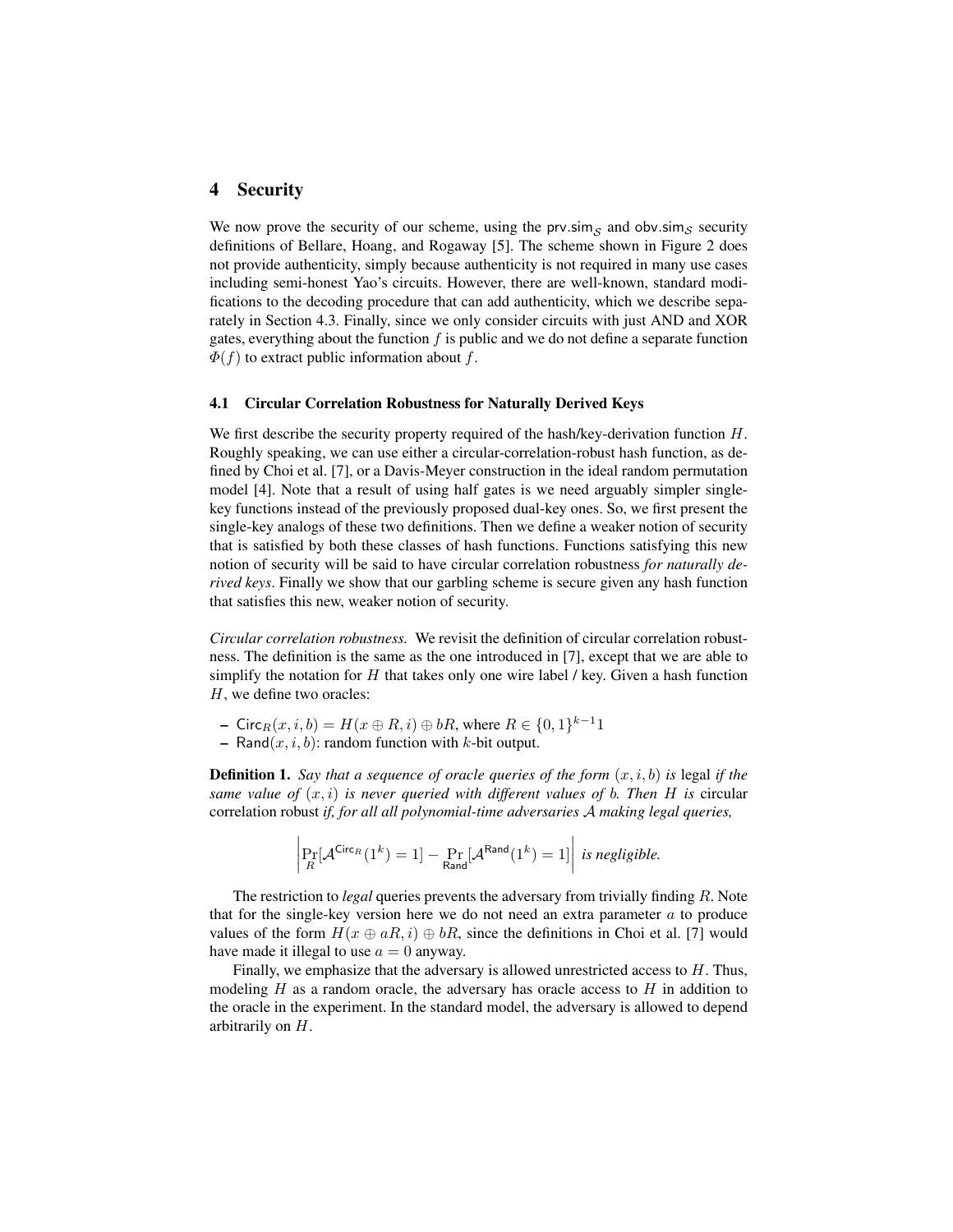## 4 Security

We now prove the security of our scheme, using the $\mathsf{prv.sim}_\mathcal{S}$ and $\mathsf{obv.sim}_\mathcal{S}$ security definitions of Bellare, Hoang, and Rogaway [5]. The scheme shown in Figure 2 does not provide authenticity, simply because authenticity is not required in many use cases including semi-honest Yao's circuits. However, there are well-known, standard modifications to the decoding procedure that can add authenticity, which we describe separately in Section 4.3. Finally, since we only consider circuits with just AND and XOR gates, everything about the function $f$ is public and we do not define a separate function $\Phi(f)$ to extract public information about $f$.

### 4.1 Circular Correlation Robustness for Naturally Derived Keys

We first describe the security property required of the hash/key-derivation function $H$. Roughly speaking, we can use either a circular-correlation-robust hash function, as defined by Choi et al. [7], or a Davis-Meyer construction in the ideal random permutation model [4]. Note that a result of using half gates is we need arguably simpler single-key functions instead of the previously proposed dual-key ones. So, we first present the single-key analogs of these two definitions. Then we define a weaker notion of security that is satisfied by both these classes of hash functions. Functions satisfying this new notion of security will be said to have circular correlation robustness *for naturally derived keys*. Finally we show that our garbling scheme is secure given any hash function that satisfies this new, weaker notion of security.

*Circular correlation robustness.* We revisit the definition of circular correlation robustness. The definition is the same as the one introduced in [7], except that we are able to simplify the notation for $H$ that takes only one wire label / key. Given a hash function $H$, we define two oracles:

- $\mathsf{Circ}_R(x, i, b) = H(x \oplus R, i) \oplus bR$, where $R \in \{0,1\}^{k-1}1$
- $\mathsf{Rand}(x, i, b)$: random function with $k$-bit output.

**Definition 1.** *Say that a sequence of oracle queries of the form $(x, i, b)$ is* legal *if the same value of $(x, i)$ is never queried with different values of $b$. Then $H$ is* circular correlation robust *if, for all all polynomial-time adversaries $\mathcal{A}$ making legal queries,*

$$\left| \Pr_R[\mathcal{A}^{\mathsf{Circ}_R}(1^k) = 1] - \Pr_{\mathsf{Rand}}[\mathcal{A}^{\mathsf{Rand}}(1^k) = 1] \right| \text{ is negligible.}$$

The restriction to *legal* queries prevents the adversary from trivially finding $R$. Note that for the single-key version here we do not need an extra parameter $a$ to produce values of the form $H(x \oplus aR, i) \oplus bR$, since the definitions in Choi et al. [7] would have made it illegal to use $a = 0$ anyway.

Finally, we emphasize that the adversary is allowed unrestricted access to $H$. Thus, modeling $H$ as a random oracle, the adversary has oracle access to $H$ in addition to the oracle in the experiment. In the standard model, the adversary is allowed to depend arbitrarily on $H$.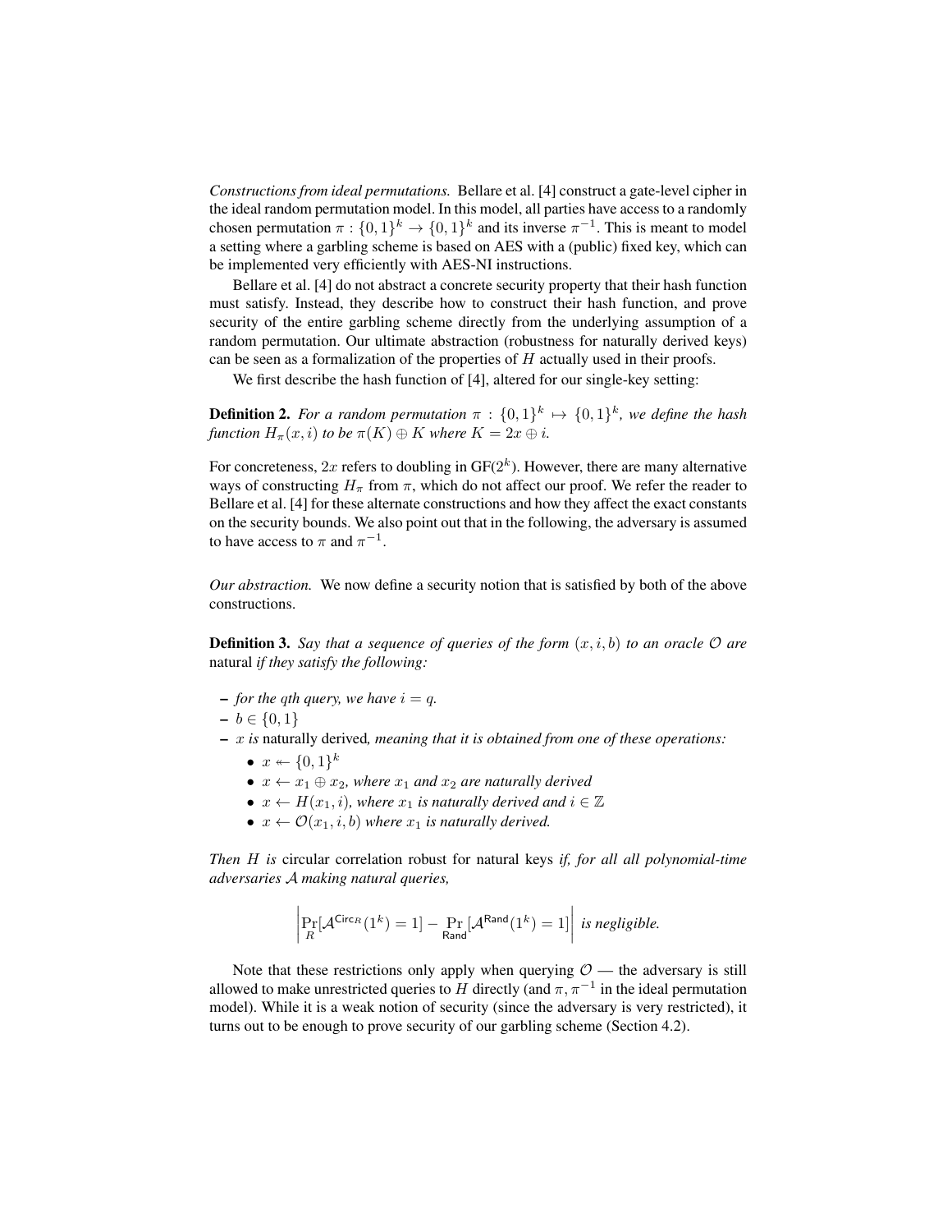*Constructions from ideal permutations.* Bellare et al. [4] construct a gate-level cipher in the ideal random permutation model. In this model, all parties have access to a randomly chosen permutation $\pi : \{0,1\}^k \to \{0,1\}^k$ and its inverse $\pi^{-1}$. This is meant to model a setting where a garbling scheme is based on AES with a (public) fixed key, which can be implemented very efficiently with AES-NI instructions.

Bellare et al. [4] do not abstract a concrete security property that their hash function must satisfy. Instead, they describe how to construct their hash function, and prove security of the entire garbling scheme directly from the underlying assumption of a random permutation. Our ultimate abstraction (robustness for naturally derived keys) can be seen as a formalization of the properties of $H$ actually used in their proofs.

We first describe the hash function of [4], altered for our single-key setting:

**Definition 2.** *For a random permutation $\pi : \{0,1\}^k \mapsto \{0,1\}^k$, we define the hash function $H_\pi(x, i)$ to be $\pi(K) \oplus K$ where $K = 2x \oplus i$.*

For concreteness, $2x$ refers to doubling in GF($2^k$). However, there are many alternative ways of constructing $H_\pi$ from $\pi$, which do not affect our proof. We refer the reader to Bellare et al. [4] for these alternate constructions and how they affect the exact constants on the security bounds. We also point out that in the following, the adversary is assumed to have access to $\pi$ and $\pi^{-1}$.

*Our abstraction.* We now define a security notion that is satisfied by both of the above constructions.

**Definition 3.** *Say that a sequence of queries of the form $(x, i, b)$ to an oracle $\mathcal{O}$ are* natural *if they satisfy the following:*

- *for the $q$th query, we have $i = q$.*
- $b \in \{0,1\}$
- *$x$ is* naturally derived*, meaning that it is obtained from one of these operations:*
  - $x \twoheadleftarrow \{0,1\}^k$
  - *$x \leftarrow x_1 \oplus x_2$, where $x_1$ and $x_2$ are naturally derived*
  - *$x \leftarrow H(x_1, i)$, where $x_1$ is naturally derived and $i \in \mathbb{Z}$*
  - *$x \leftarrow \mathcal{O}(x_1, i, b)$ where $x_1$ is naturally derived.*

*Then $H$ is* circular correlation robust for natural keys *if, for all all polynomial-time adversaries $\mathcal{A}$ making natural queries,*

$$\left| \Pr_R[\mathcal{A}^{\mathsf{Circ}_R}(1^k) = 1] - \Pr_{\mathsf{Rand}}[\mathcal{A}^{\mathsf{Rand}}(1^k) = 1] \right| \text{ is negligible.}$$

Note that these restrictions only apply when querying $\mathcal{O}$ — the adversary is still allowed to make unrestricted queries to $H$ directly (and $\pi, \pi^{-1}$ in the ideal permutation model). While it is a weak notion of security (since the adversary is very restricted), it turns out to be enough to prove security of our garbling scheme (Section 4.2).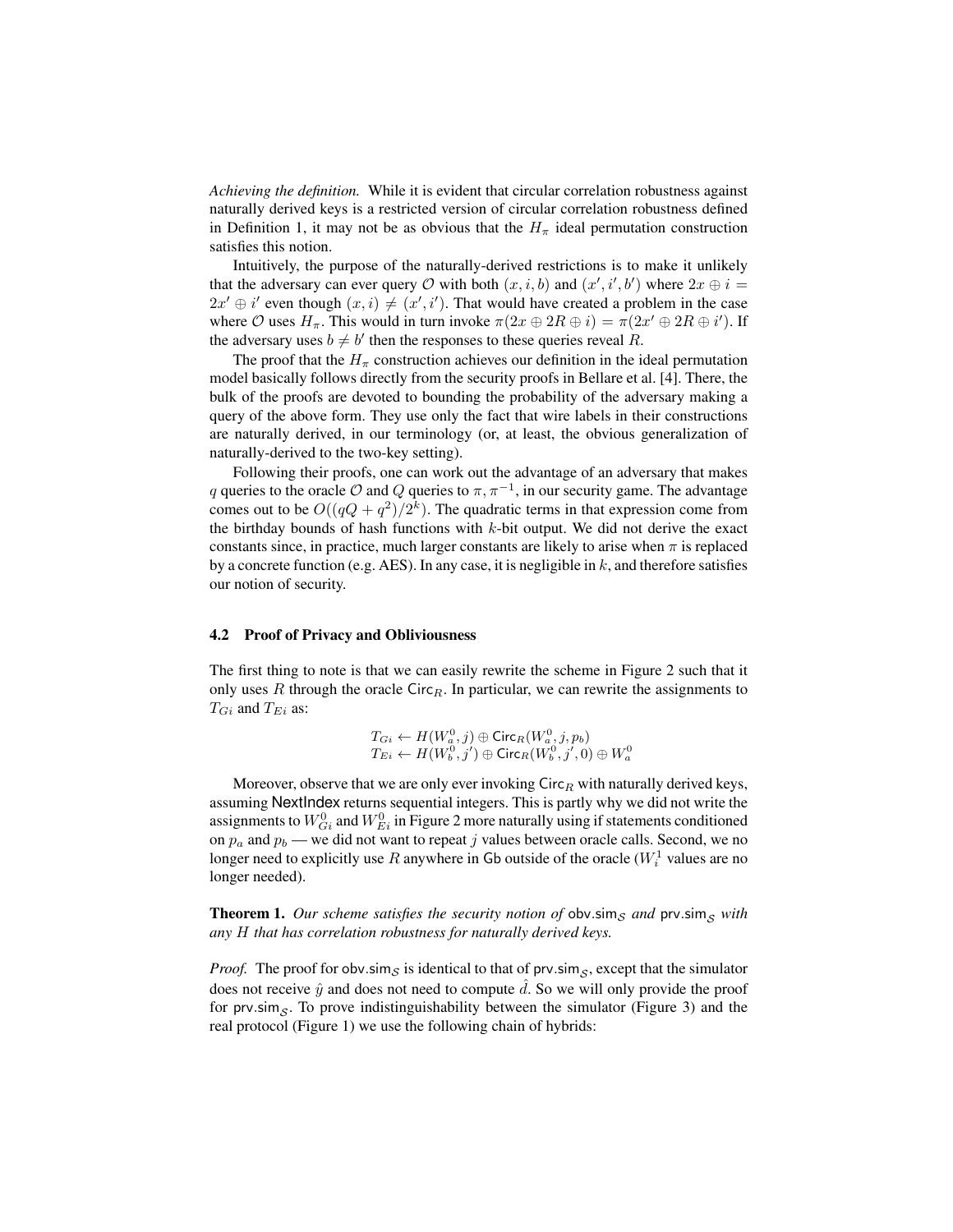*Achieving the definition.* While it is evident that circular correlation robustness against naturally derived keys is a restricted version of circular correlation robustness defined in Definition 1, it may not be as obvious that the $H_\pi$ ideal permutation construction satisfies this notion.

Intuitively, the purpose of the naturally-derived restrictions is to make it unlikely that the adversary can ever query $\mathcal{O}$ with both $(x, i, b)$ and $(x', i', b')$ where $2x \oplus i = 2x' \oplus i'$ even though $(x, i) \neq (x', i')$. That would have created a problem in the case where $\mathcal{O}$ uses $H_\pi$. This would in turn invoke $\pi(2x \oplus 2R \oplus i) = \pi(2x' \oplus 2R \oplus i')$. If the adversary uses $b \neq b'$ then the responses to these queries reveal $R$.

The proof that the $H_\pi$ construction achieves our definition in the ideal permutation model basically follows directly from the security proofs in Bellare et al. [4]. There, the bulk of the proofs are devoted to bounding the probability of the adversary making a query of the above form. They use only the fact that wire labels in their constructions are naturally derived, in our terminology (or, at least, the obvious generalization of naturally-derived to the two-key setting).

Following their proofs, one can work out the advantage of an adversary that makes $q$ queries to the oracle $\mathcal{O}$ and $Q$ queries to $\pi, \pi^{-1}$, in our security game. The advantage comes out to be $O((qQ + q^2)/2^k)$. The quadratic terms in that expression come from the birthday bounds of hash functions with $k$-bit output. We did not derive the exact constants since, in practice, much larger constants are likely to arise when $\pi$ is replaced by a concrete function (e.g. AES). In any case, it is negligible in $k$, and therefore satisfies our notion of security.

### 4.2 Proof of Privacy and Obliviousness

The first thing to note is that we can easily rewrite the scheme in Figure 2 such that it only uses $R$ through the oracle $\mathsf{Circ}_R$. In particular, we can rewrite the assignments to $T_{Gi}$ and $T_{Ei}$ as:

$$T_{Gi} \leftarrow H(W_a^0, j) \oplus \mathsf{Circ}_R(W_a^0, j, p_b)$$
$$T_{Ei} \leftarrow H(W_b^0, j') \oplus \mathsf{Circ}_R(W_b^0, j', 0) \oplus W_a^0$$

Moreover, observe that we are only ever invoking $\mathsf{Circ}_R$ with naturally derived keys, assuming NextIndex returns sequential integers. This is partly why we did not write the assignments to $W_{Gi}^0$ and $W_{Ei}^0$ in Figure 2 more naturally using if statements conditioned on $p_a$ and $p_b$ — we did not want to repeat $j$ values between oracle calls. Second, we no longer need to explicitly use $R$ anywhere in $\mathsf{Gb}$ outside of the oracle ($W_i^1$ values are no longer needed).

**Theorem 1.** *Our scheme satisfies the security notion of* $\mathsf{obv.sim}_\mathcal{S}$ *and* $\mathsf{prv.sim}_\mathcal{S}$ *with any* $H$ *that has correlation robustness for naturally derived keys.*

*Proof.* The proof for $\mathsf{obv.sim}_\mathcal{S}$ is identical to that of $\mathsf{prv.sim}_\mathcal{S}$, except that the simulator does not receive $\hat{y}$ and does not need to compute $\hat{d}$. So we will only provide the proof for $\mathsf{prv.sim}_\mathcal{S}$. To prove indistinguishability between the simulator (Figure 3) and the real protocol (Figure 1) we use the following chain of hybrids: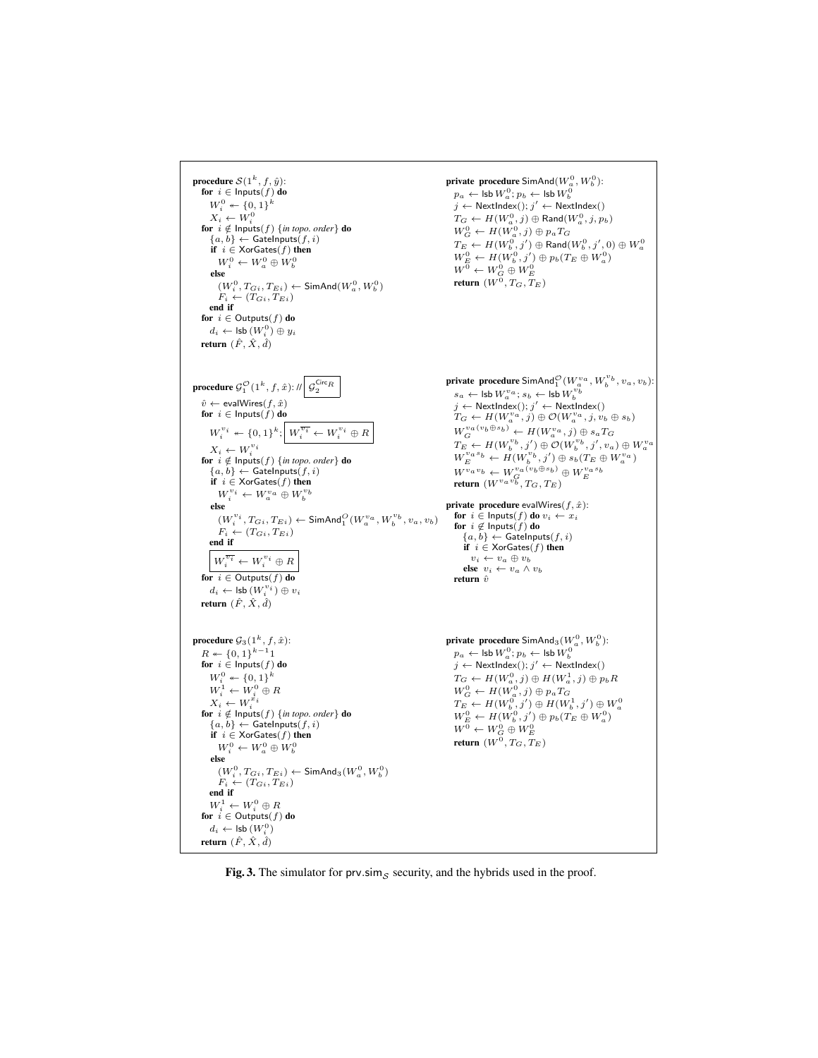```
procedure S(1^k, f, ŷ):
  for i ∈ Inputs(f) do
    W_i^0 ← {0,1}^k
    X_i ← W_i^0
  for i ∉ Inputs(f) {in topo. order} do
    {a, b} ← GateInputs(f, i)
    if i ∈ XorGates(f) then
      W_i^0 ← W_a^0 ⊕ W_b^0
    else
      (W_i^0, T_Gi, T_Ei) ← SimAnd(W_a^0, W_b^0)
      F_i ← (T_Gi, T_Ei)
    end if
  for i ∈ Outputs(f) do
    d_i ← lsb(W_i^0) ⊕ y_i
  return (F̂, X̂, d̂)

private procedure SimAnd(W_a^0, W_b^0):
  p_a ← lsb W_a^0; p_b ← lsb W_b^0
  j ← NextIndex(); j' ← NextIndex()
  T_G ← H(W_a^0, j) ⊕ Rand(W_a^0, j, p_b)
  W_G^0 ← H(W_a^0, j) ⊕ p_a T_G
  T_E ← H(W_b^0, j') ⊕ Rand(W_b^0, j', 0) ⊕ W_a^0
  W_E^0 ← H(W_b^0, j') ⊕ p_b(T_E ⊕ W_a^0)
  W^0 ← W_G^0 ⊕ W_E^0
  return (W^0, T_G, T_E)

procedure G_1^O(1^k, f, x̂): // [G_2^{Circ_R}]
  v̂ ← evalWires(f, x̂)
  for i ∈ Inputs(f) do
    W_i^{v_i} ← {0,1}^k; [W_i^{¬v_i} ← W_i^{v_i} ⊕ R]
    X_i ← W_i^{v_i}
  for i ∉ Inputs(f) {in topo. order} do
    {a, b} ← GateInputs(f, i)
    if i ∈ XorGates(f) then
      W_i^{v_i} ← W_a^{v_a} ⊕ W_b^{v_b}
    else
      (W_i^{v_i}, T_Gi, T_Ei) ← SimAnd_1^O(W_a^{v_a}, W_b^{v_b}, v_a, v_b)
      F_i ← (T_Gi, T_Ei)
    end if
    [W_i^{¬v_i} ← W_i^{v_i} ⊕ R]
  for i ∈ Outputs(f) do
    d_i ← lsb(W_i^{v_i}) ⊕ v_i
  return (F̂, X̂, d̂)

private procedure SimAnd_1^O(W_a^{v_a}, W_b^{v_b}, v_a, v_b):
  s_a ← lsb W_a^{v_a}; s_b ← lsb W_b^{v_b}
  j ← NextIndex(); j' ← NextIndex()
  T_G ← H(W_a^{v_a}, j) ⊕ O(W_a^{v_a}, j, v_b ⊕ s_b)
  W_G^{v_a(v_b ⊕ s_b)} ← H(W_a^{v_a}, j) ⊕ s_a T_G
  T_E ← H(W_b^{v_b}, j') ⊕ O(W_b^{v_b}, j', v_a) ⊕ W_a^{v_a}
  W_E^{v_a s_b} ← H(W_b^{v_b}, j') ⊕ s_b(T_E ⊕ W_a^{v_a})
  W^{v_a v_b} ← W_G^{v_a(v_b ⊕ s_b)} ⊕ W_E^{v_a s_b}
  return (W^{v_a v_b}, T_G, T_E)

private procedure evalWires(f, x̂):
  for i ∈ Inputs(f) do v_i ← x_i
  for i ∉ Inputs(f) do
    {a, b} ← GateInputs(f, i)
    if i ∈ XorGates(f) then
      v_i ← v_a ⊕ v_b
    else v_i ← v_a ∧ v_b
  return v̂

procedure G_3(1^k, f, x̂):
  R ← {0,1}^{k-1}1
  for i ∈ Inputs(f) do
    W_i^0 ← {0,1}^k
    W_i^1 ← W_i^0 ⊕ R
    X_i ← W_i^{x_i}
  for i ∉ Inputs(f) {in topo. order} do
    {a, b} ← GateInputs(f, i)
    if i ∈ XorGates(f) then
      W_i^0 ← W_a^0 ⊕ W_b^0
    else
      (W_i^0, T_Gi, T_Ei) ← SimAnd_3(W_a^0, W_b^0)
      F_i ← (T_Gi, T_Ei)
    end if
    W_i^1 ← W_i^0 ⊕ R
  for i ∈ Outputs(f) do
    d_i ← lsb(W_i^0)
  return (F̂, X̂, d̂)

private procedure SimAnd_3(W_a^0, W_b^0):
  p_a ← lsb W_a^0; p_b ← lsb W_b^0
  j ← NextIndex(); j' ← NextIndex()
  T_G ← H(W_a^0, j) ⊕ H(W_a^1, j) ⊕ p_b R
  W_G^0 ← H(W_a^0, j) ⊕ p_a T_G
  T_E ← H(W_b^0, j') ⊕ H(W_b^1, j') ⊕ W_a^0
  W_E^0 ← H(W_b^0, j') ⊕ p_b(T_E ⊕ W_a^0)
  W^0 ← W_G^0 ⊕ W_E^0
  return (W^0, T_G, T_E)
```

**Fig. 3.** The simulator for $\mathsf{prv.sim}_{\mathcal{S}}$ security, and the hybrids used in the proof.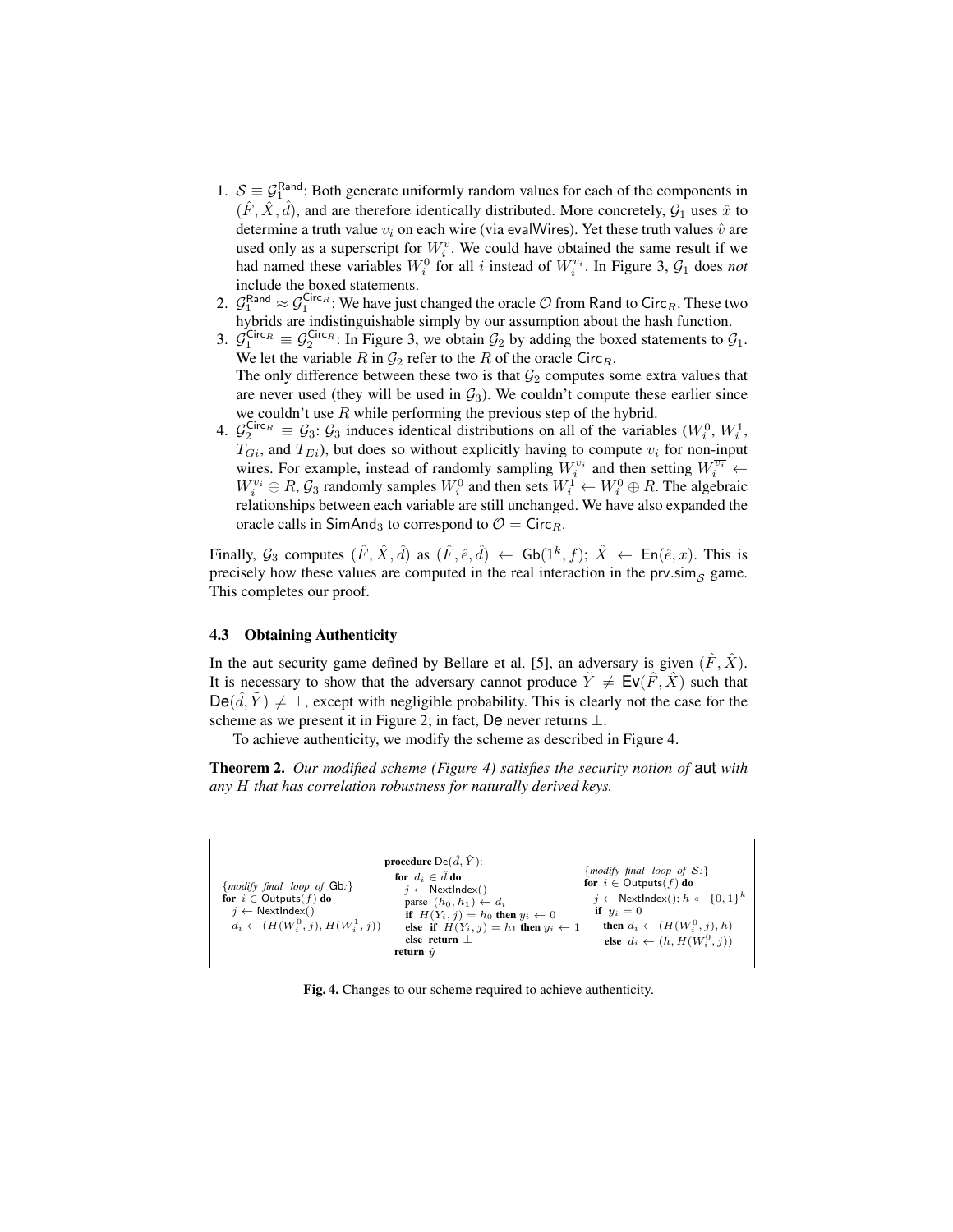1. $\mathcal{S} \equiv \mathcal{G}_1^{\mathsf{Rand}}$: Both generate uniformly random values for each of the components in $(\hat{F}, \hat{X}, \hat{d})$, and are therefore identically distributed. More concretely, $\mathcal{G}_1$ uses $\hat{x}$ to determine a truth value $v_i$ on each wire (via evalWires). Yet these truth values $\hat{v}$ are used only as a superscript for $W_i^v$. We could have obtained the same result if we had named these variables $W_i^0$ for all $i$ instead of $W_i^{v_i}$. In Figure 3, $\mathcal{G}_1$ does *not* include the boxed statements.
2. $\mathcal{G}_1^{\mathsf{Rand}} \approx \mathcal{G}_1^{\mathsf{Circ}_R}$: We have just changed the oracle $\mathcal{O}$ from Rand to $\mathsf{Circ}_R$. These two hybrids are indistinguishable simply by our assumption about the hash function.
3. $\mathcal{G}_1^{\mathsf{Circ}_R} \equiv \mathcal{G}_2^{\mathsf{Circ}_R}$: In Figure 3, we obtain $\mathcal{G}_2$ by adding the boxed statements to $\mathcal{G}_1$. We let the variable $R$ in $\mathcal{G}_2$ refer to the $R$ of the oracle $\mathsf{Circ}_R$.
   The only difference between these two is that $\mathcal{G}_2$ computes some extra values that are never used (they will be used in $\mathcal{G}_3$). We couldn't compute these earlier since we couldn't use $R$ while performing the previous step of the hybrid.
4. $\mathcal{G}_2^{\mathsf{Circ}_R} \equiv \mathcal{G}_3$: $\mathcal{G}_3$ induces identical distributions on all of the variables ($W_i^0$, $W_i^1$, $T_{Gi}$, and $T_{Ei}$), but does so without explicitly having to compute $v_i$ for non-input wires. For example, instead of randomly sampling $W_i^{v_i}$ and then setting $W_i^{\overline{v_i}} \leftarrow W_i^{v_i} \oplus R$, $\mathcal{G}_3$ randomly samples $W_i^0$ and then sets $W_i^1 \leftarrow W_i^0 \oplus R$. The algebraic relationships between each variable are still unchanged. We have also expanded the oracle calls in $\mathsf{SimAnd}_3$ to correspond to $\mathcal{O} = \mathsf{Circ}_R$.

Finally, $\mathcal{G}_3$ computes $(\hat{F}, \hat{X}, \hat{d})$ as $(\hat{F}, \hat{e}, \hat{d}) \leftarrow \mathsf{Gb}(1^k, f)$; $\hat{X} \leftarrow \mathsf{En}(\hat{e}, x)$. This is precisely how these values are computed in the real interaction in the $\mathsf{prv.sim}_{\mathcal{S}}$ game. This completes our proof.

### 4.3 Obtaining Authenticity

In the aut security game defined by Bellare et al. [5], an adversary is given $(\hat{F}, \hat{X})$. It is necessary to show that the adversary cannot produce $\tilde{Y} \neq \mathsf{Ev}(\hat{F}, \hat{X})$ such that $\mathsf{De}(\hat{d}, \tilde{Y}) \neq \bot$, except with negligible probability. This is clearly not the case for the scheme as we present it in Figure 2; in fact, De never returns $\bot$.

To achieve authenticity, we modify the scheme as described in Figure 4.

**Theorem 2.** *Our modified scheme (Figure 4) satisfies the security notion of* aut *with any $H$ that has correlation robustness for naturally derived keys.*

```
{modify final loop of Gb:}
for i ∈ Outputs(f) do
  j ← NextIndex()
  d_i ← (H(W_i^0, j), H(W_i^1, j))

procedure De(d̂, Ŷ):
  for d_i ∈ d̂ do
    j ← NextIndex()
    parse (h_0, h_1) ← d_i
    if  H(Y_i, j) = h_0 then y_i ← 0
    else if  H(Y_i, j) = h_1 then y_i ← 1
    else return ⊥
  return ŷ

{modify final loop of S:}
for i ∈ Outputs(f) do
  j ← NextIndex(); h ← {0,1}^k
  if y_i = 0
    then d_i ← (H(W_i^0, j), h)
    else d_i ← (h, H(W_i^0, j))
```

**Fig. 4.** Changes to our scheme required to achieve authenticity.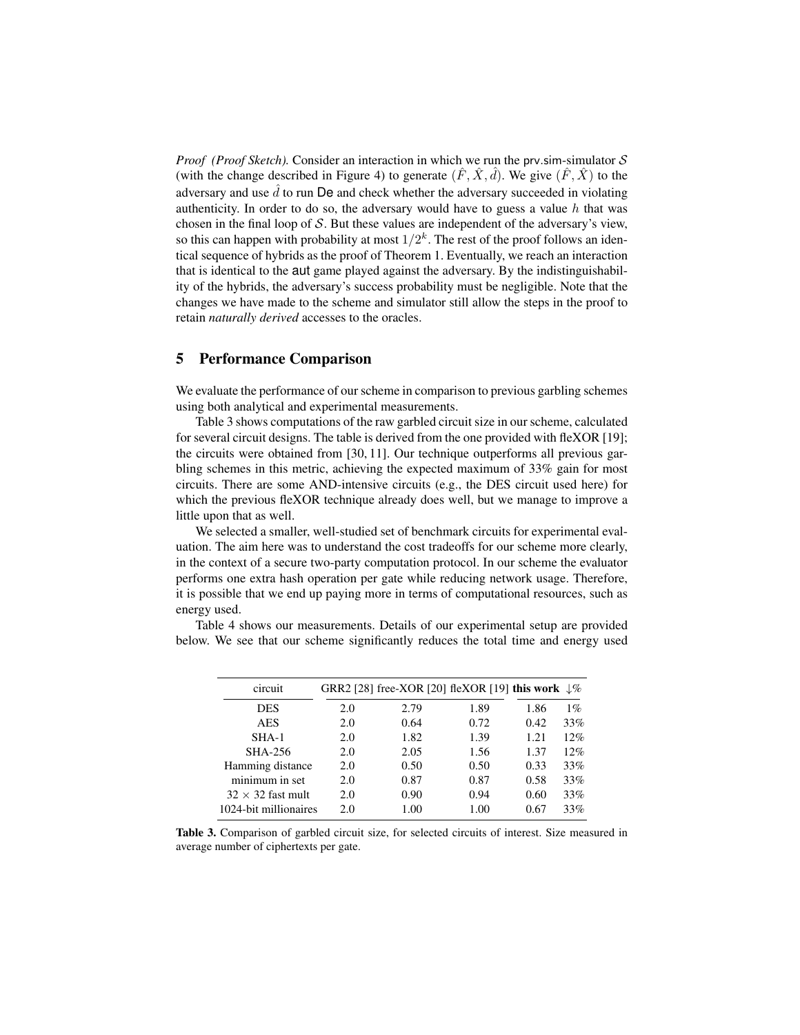*Proof (Proof Sketch).* Consider an interaction in which we run the prv.sim-simulator $\mathcal{S}$ (with the change described in Figure 4) to generate $(\hat{F}, \hat{X}, \hat{d})$. We give $(\hat{F}, \hat{X})$ to the adversary and use $\hat{d}$ to run De and check whether the adversary succeeded in violating authenticity. In order to do so, the adversary would have to guess a value $h$ that was chosen in the final loop of $\mathcal{S}$. But these values are independent of the adversary's view, so this can happen with probability at most $1/2^k$. The rest of the proof follows an identical sequence of hybrids as the proof of Theorem 1. Eventually, we reach an interaction that is identical to the aut game played against the adversary. By the indistinguishability of the hybrids, the adversary's success probability must be negligible. Note that the changes we have made to the scheme and simulator still allow the steps in the proof to retain *naturally derived* accesses to the oracles.

## 5 Performance Comparison

We evaluate the performance of our scheme in comparison to previous garbling schemes using both analytical and experimental measurements.

Table 3 shows computations of the raw garbled circuit size in our scheme, calculated for several circuit designs. The table is derived from the one provided with fleXOR [19]; the circuits were obtained from [30, 11]. Our technique outperforms all previous garbling schemes in this metric, achieving the expected maximum of 33% gain for most circuits. There are some AND-intensive circuits (e.g., the DES circuit used here) for which the previous fleXOR technique already does well, but we manage to improve a little upon that as well.

We selected a smaller, well-studied set of benchmark circuits for experimental evaluation. The aim here was to understand the cost tradeoffs for our scheme more clearly, in the context of a secure two-party computation protocol. In our scheme the evaluator performs one extra hash operation per gate while reducing network usage. Therefore, it is possible that we end up paying more in terms of computational resources, such as energy used.

Table 4 shows our measurements. Details of our experimental setup are provided below. We see that our scheme significantly reduces the total time and energy used

| circuit | GRR2 [28] | free-XOR [20] | fleXOR [19] | **this work** | $\downarrow$% |
|---|---|---|---|---|---|
| DES | 2.0 | 2.79 | 1.89 | 1.86 | 1% |
| AES | 2.0 | 0.64 | 0.72 | 0.42 | 33% |
| SHA-1 | 2.0 | 1.82 | 1.39 | 1.21 | 12% |
| SHA-256 | 2.0 | 2.05 | 1.56 | 1.37 | 12% |
| Hamming distance | 2.0 | 0.50 | 0.50 | 0.33 | 33% |
| minimum in set | 2.0 | 0.87 | 0.87 | 0.58 | 33% |
| $32 \times 32$ fast mult | 2.0 | 0.90 | 0.94 | 0.60 | 33% |
| 1024-bit millionaires | 2.0 | 1.00 | 1.00 | 0.67 | 33% |

**Table 3.** Comparison of garbled circuit size, for selected circuits of interest. Size measured in average number of ciphertexts per gate.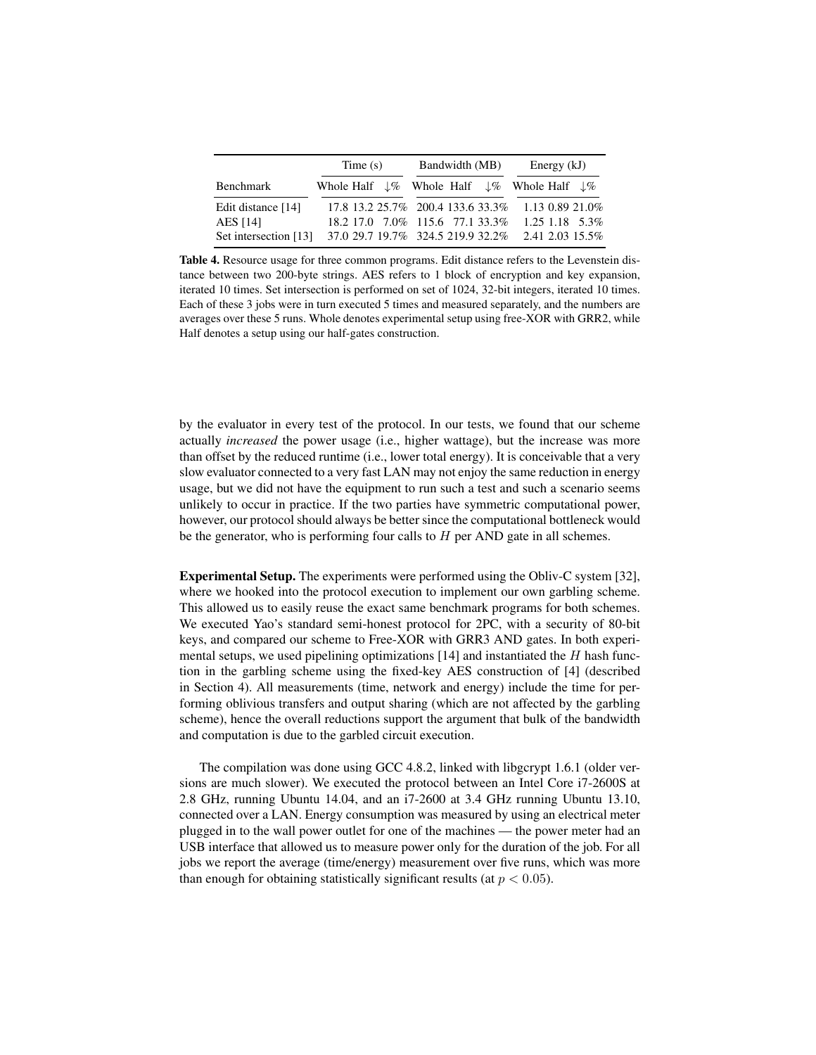| | Time (s) | | | Bandwidth (MB) | | | Energy (kJ) | | |
|---|---|---|---|---|---|---|---|---|---|
| Benchmark | Whole | Half | ↓% | Whole | Half | ↓% | Whole | Half | ↓% |
| Edit distance [14] | 17.8 | 13.2 | 25.7% | 200.4 | 133.6 | 33.3% | 1.13 | 0.89 | 21.0% |
| AES [14] | 18.2 | 17.0 | 7.0% | 115.6 | 77.1 | 33.3% | 1.25 | 1.18 | 5.3% |
| Set intersection [13] | 37.0 | 29.7 | 19.7% | 324.5 | 219.9 | 32.2% | 2.41 | 2.03 | 15.5% |

**Table 4.** Resource usage for three common programs. Edit distance refers to the Levenstein distance between two 200-byte strings. AES refers to 1 block of encryption and key expansion, iterated 10 times. Set intersection is performed on set of 1024, 32-bit integers, iterated 10 times. Each of these 3 jobs were in turn executed 5 times and measured separately, and the numbers are averages over these 5 runs. Whole denotes experimental setup using free-XOR with GRR2, while Half denotes a setup using our half-gates construction.

by the evaluator in every test of the protocol. In our tests, we found that our scheme actually *increased* the power usage (i.e., higher wattage), but the increase was more than offset by the reduced runtime (i.e., lower total energy). It is conceivable that a very slow evaluator connected to a very fast LAN may not enjoy the same reduction in energy usage, but we did not have the equipment to run such a test and such a scenario seems unlikely to occur in practice. If the two parties have symmetric computational power, however, our protocol should always be better since the computational bottleneck would be the generator, who is performing four calls to $H$ per AND gate in all schemes.

**Experimental Setup.** The experiments were performed using the Obliv-C system [32], where we hooked into the protocol execution to implement our own garbling scheme. This allowed us to easily reuse the exact same benchmark programs for both schemes. We executed Yao's standard semi-honest protocol for 2PC, with a security of 80-bit keys, and compared our scheme to Free-XOR with GRR3 AND gates. In both experimental setups, we used pipelining optimizations [14] and instantiated the $H$ hash function in the garbling scheme using the fixed-key AES construction of [4] (described in Section 4). All measurements (time, network and energy) include the time for performing oblivious transfers and output sharing (which are not affected by the garbling scheme), hence the overall reductions support the argument that bulk of the bandwidth and computation is due to the garbled circuit execution.

The compilation was done using GCC 4.8.2, linked with libgcrypt 1.6.1 (older versions are much slower). We executed the protocol between an Intel Core i7-2600S at 2.8 GHz, running Ubuntu 14.04, and an i7-2600 at 3.4 GHz running Ubuntu 13.10, connected over a LAN. Energy consumption was measured by using an electrical meter plugged in to the wall power outlet for one of the machines — the power meter had an USB interface that allowed us to measure power only for the duration of the job. For all jobs we report the average (time/energy) measurement over five runs, which was more than enough for obtaining statistically significant results (at $p < 0.05$).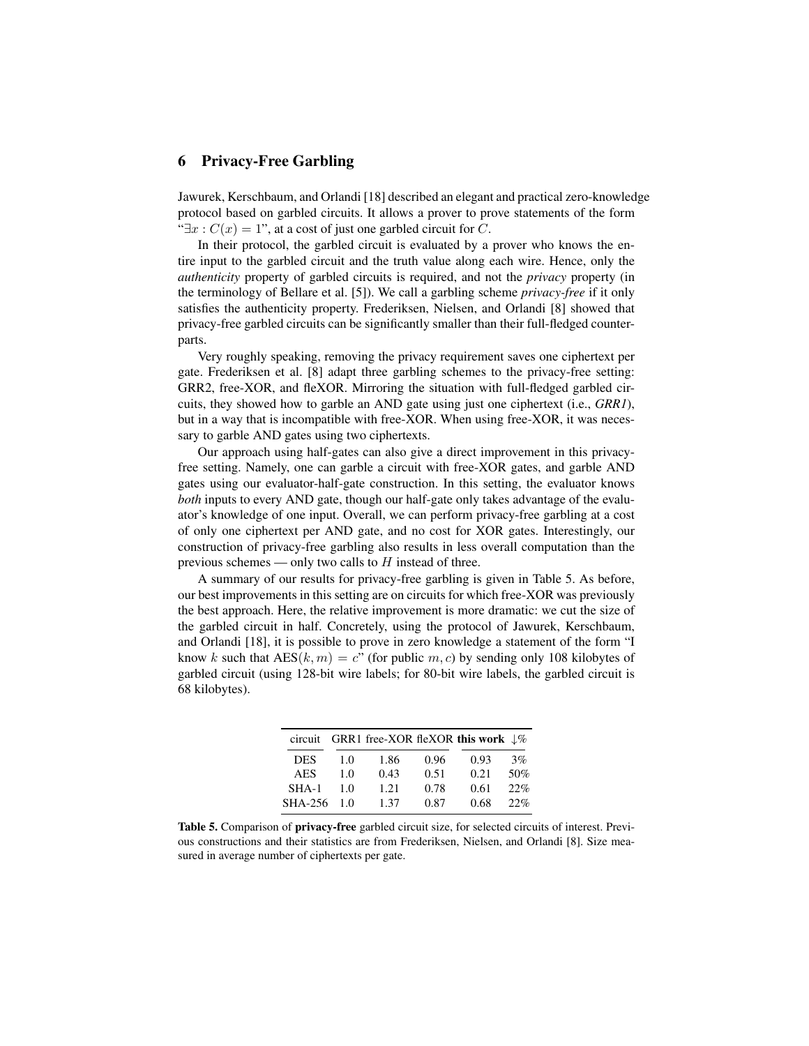## 6 Privacy-Free Garbling

Jawurek, Kerschbaum, and Orlandi [18] described an elegant and practical zero-knowledge protocol based on garbled circuits. It allows a prover to prove statements of the form "$\exists x : C(x) = 1$", at a cost of just one garbled circuit for $C$.

In their protocol, the garbled circuit is evaluated by a prover who knows the entire input to the garbled circuit and the truth value along each wire. Hence, only the *authenticity* property of garbled circuits is required, and not the *privacy* property (in the terminology of Bellare et al. [5]). We call a garbling scheme *privacy-free* if it only satisfies the authenticity property. Frederiksen, Nielsen, and Orlandi [8] showed that privacy-free garbled circuits can be significantly smaller than their full-fledged counterparts.

Very roughly speaking, removing the privacy requirement saves one ciphertext per gate. Frederiksen et al. [8] adapt three garbling schemes to the privacy-free setting: GRR2, free-XOR, and fleXOR. Mirroring the situation with full-fledged garbled circuits, they showed how to garble an AND gate using just one ciphertext (i.e., *GRR1*), but in a way that is incompatible with free-XOR. When using free-XOR, it was necessary to garble AND gates using two ciphertexts.

Our approach using half-gates can also give a direct improvement in this privacy-free setting. Namely, one can garble a circuit with free-XOR gates, and garble AND gates using our evaluator-half-gate construction. In this setting, the evaluator knows *both* inputs to every AND gate, though our half-gate only takes advantage of the evaluator's knowledge of one input. Overall, we can perform privacy-free garbling at a cost of only one ciphertext per AND gate, and no cost for XOR gates. Interestingly, our construction of privacy-free garbling also results in less overall computation than the previous schemes — only two calls to $H$ instead of three.

A summary of our results for privacy-free garbling is given in Table 5. As before, our best improvements in this setting are on circuits for which free-XOR was previously the best approach. Here, the relative improvement is more dramatic: we cut the size of the garbled circuit in half. Concretely, using the protocol of Jawurek, Kerschbaum, and Orlandi [18], it is possible to prove in zero knowledge a statement of the form "I know $k$ such that $\text{AES}(k, m) = c$" (for public $m, c$) by sending only 108 kilobytes of garbled circuit (using 128-bit wire labels; for 80-bit wire labels, the garbled circuit is 68 kilobytes).

| circuit | GRR1 | free-XOR | fleXOR | **this work** | $\downarrow$% |
|---|---|---|---|---|---|
| DES | 1.0 | 1.86 | 0.96 | 0.93 | 3% |
| AES | 1.0 | 0.43 | 0.51 | 0.21 | 50% |
| SHA-1 | 1.0 | 1.21 | 0.78 | 0.61 | 22% |
| SHA-256 | 1.0 | 1.37 | 0.87 | 0.68 | 22% |

**Table 5.** Comparison of **privacy-free** garbled circuit size, for selected circuits of interest. Previous constructions and their statistics are from Frederiksen, Nielsen, and Orlandi [8]. Size measured in average number of ciphertexts per gate.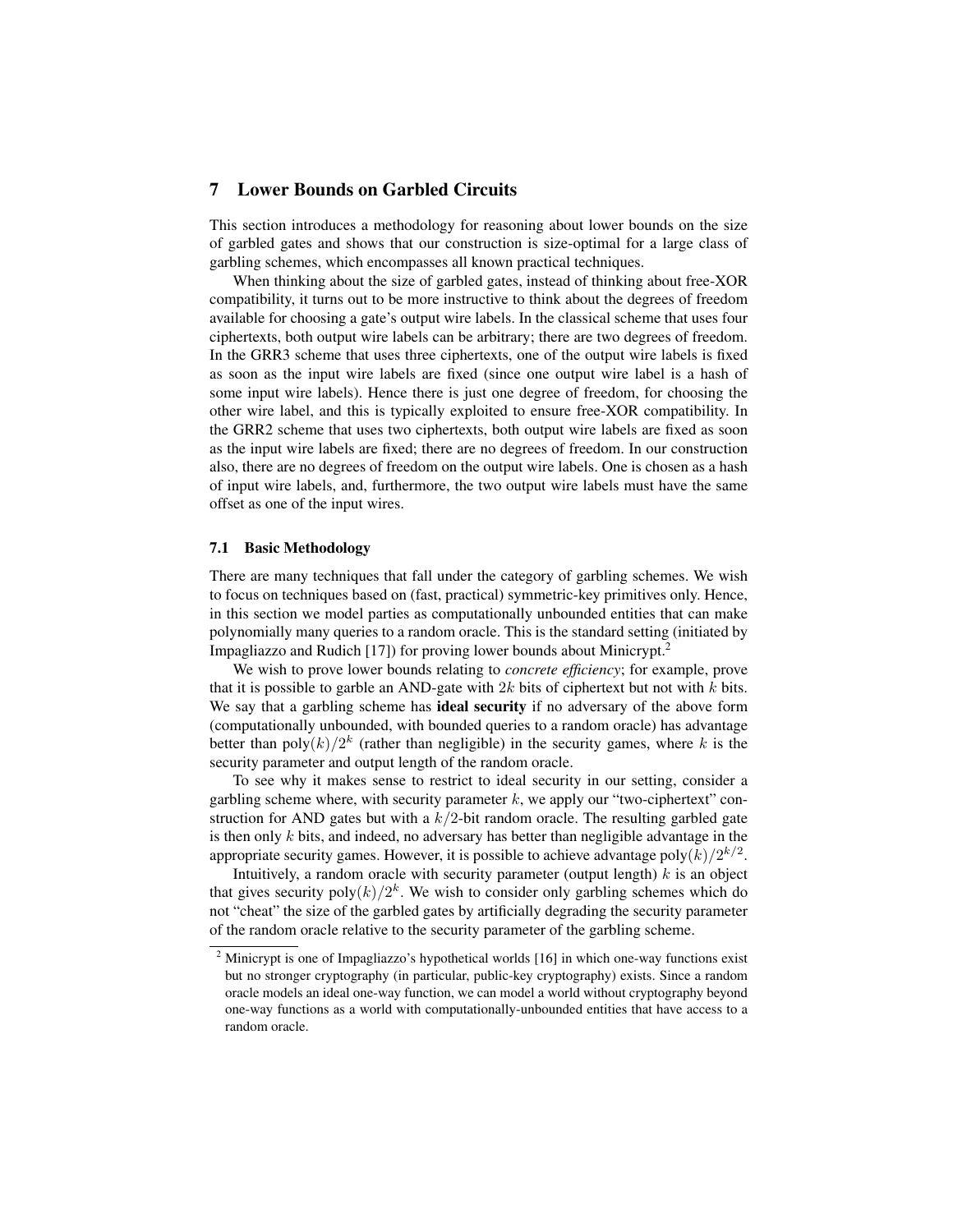## 7 Lower Bounds on Garbled Circuits

This section introduces a methodology for reasoning about lower bounds on the size of garbled gates and shows that our construction is size-optimal for a large class of garbling schemes, which encompasses all known practical techniques.

When thinking about the size of garbled gates, instead of thinking about free-XOR compatibility, it turns out to be more instructive to think about the degrees of freedom available for choosing a gate's output wire labels. In the classical scheme that uses four ciphertexts, both output wire labels can be arbitrary; there are two degrees of freedom. In the GRR3 scheme that uses three ciphertexts, one of the output wire labels is fixed as soon as the input wire labels are fixed (since one output wire label is a hash of some input wire labels). Hence there is just one degree of freedom, for choosing the other wire label, and this is typically exploited to ensure free-XOR compatibility. In the GRR2 scheme that uses two ciphertexts, both output wire labels are fixed as soon as the input wire labels are fixed; there are no degrees of freedom. In our construction also, there are no degrees of freedom on the output wire labels. One is chosen as a hash of input wire labels, and, furthermore, the two output wire labels must have the same offset as one of the input wires.

### 7.1 Basic Methodology

There are many techniques that fall under the category of garbling schemes. We wish to focus on techniques based on (fast, practical) symmetric-key primitives only. Hence, in this section we model parties as computationally unbounded entities that can make polynomially many queries to a random oracle. This is the standard setting (initiated by Impagliazzo and Rudich [17]) for proving lower bounds about Minicrypt.[2]

We wish to prove lower bounds relating to *concrete efficiency*; for example, prove that it is possible to garble an AND-gate with $2k$ bits of ciphertext but not with $k$ bits. We say that a garbling scheme has **ideal security** if no adversary of the above form (computationally unbounded, with bounded queries to a random oracle) has advantage better than $\text{poly}(k)/2^k$ (rather than negligible) in the security games, where $k$ is the security parameter and output length of the random oracle.

To see why it makes sense to restrict to ideal security in our setting, consider a garbling scheme where, with security parameter $k$, we apply our "two-ciphertext" construction for AND gates but with a $k/2$-bit random oracle. The resulting garbled gate is then only $k$ bits, and indeed, no adversary has better than negligible advantage in the appropriate security games. However, it is possible to achieve advantage $\text{poly}(k)/2^{k/2}$.

Intuitively, a random oracle with security parameter (output length) $k$ is an object that gives security $\text{poly}(k)/2^k$. We wish to consider only garbling schemes which do not "cheat" the size of the garbled gates by artificially degrading the security parameter of the random oracle relative to the security parameter of the garbling scheme.

[2] Minicrypt is one of Impagliazzo's hypothetical worlds [16] in which one-way functions exist but no stronger cryptography (in particular, public-key cryptography) exists. Since a random oracle models an ideal one-way function, we can model a world without cryptography beyond one-way functions as a world with computationally-unbounded entities that have access to a random oracle.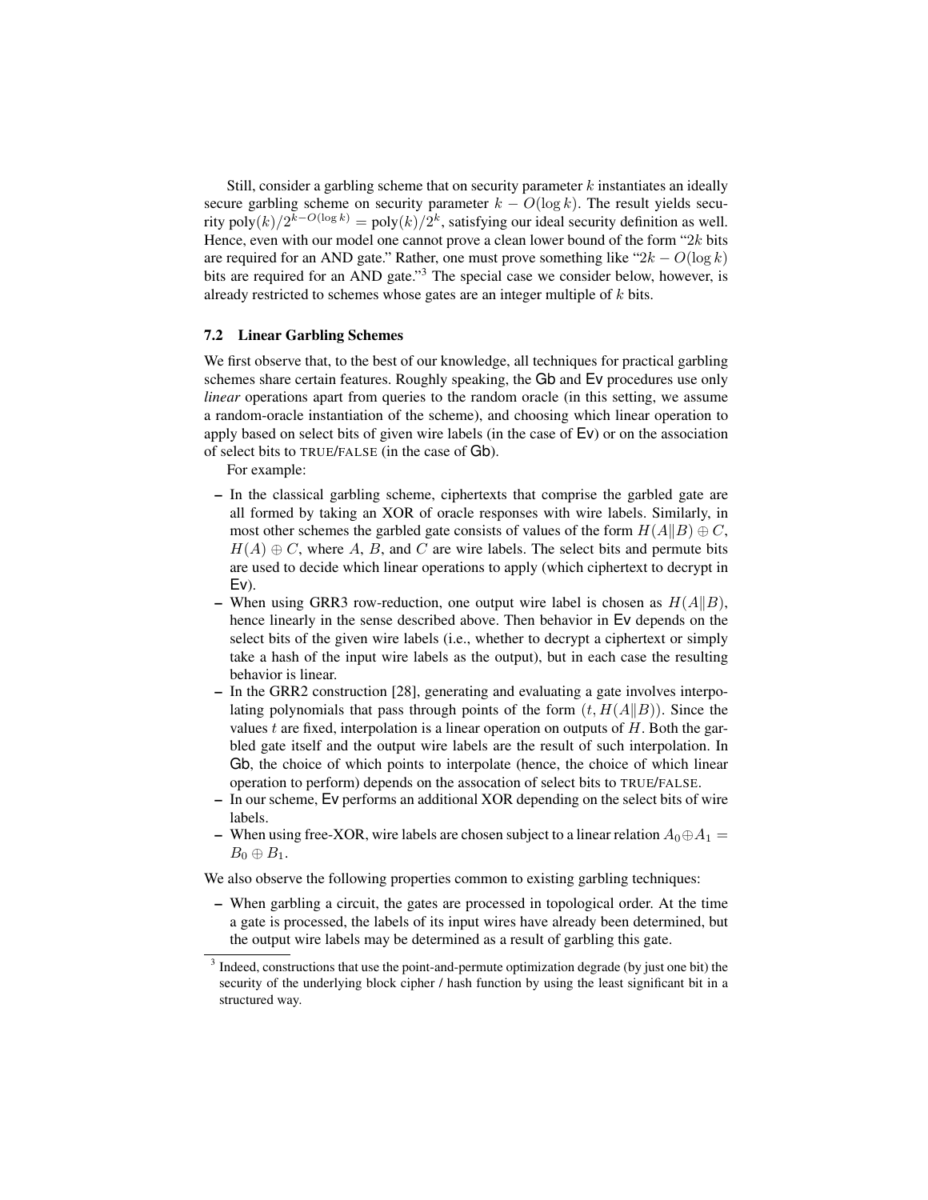Still, consider a garbling scheme that on security parameter $k$ instantiates an ideally secure garbling scheme on security parameter $k - O(\log k)$. The result yields security $\mathsf{poly}(k)/2^{k-O(\log k)} = \mathsf{poly}(k)/2^k$, satisfying our ideal security definition as well. Hence, even with our model one cannot prove a clean lower bound of the form "$2k$ bits are required for an AND gate." Rather, one must prove something like "$2k - O(\log k)$ bits are required for an AND gate."[3] The special case we consider below, however, is already restricted to schemes whose gates are an integer multiple of $k$ bits.

### 7.2 Linear Garbling Schemes

We first observe that, to the best of our knowledge, all techniques for practical garbling schemes share certain features. Roughly speaking, the $\mathsf{Gb}$ and $\mathsf{Ev}$ procedures use only *linear* operations apart from queries to the random oracle (in this setting, we assume a random-oracle instantiation of the scheme), and choosing which linear operation to apply based on select bits of given wire labels (in the case of $\mathsf{Ev}$) or on the association of select bits to TRUE/FALSE (in the case of $\mathsf{Gb}$).

For example:

- In the classical garbling scheme, ciphertexts that comprise the garbled gate are all formed by taking an XOR of oracle responses with wire labels. Similarly, in most other schemes the garbled gate consists of values of the form $H(A\|B) \oplus C$, $H(A) \oplus C$, where $A$, $B$, and $C$ are wire labels. The select bits and permute bits are used to decide which linear operations to apply (which ciphertext to decrypt in $\mathsf{Ev}$).
- When using GRR3 row-reduction, one output wire label is chosen as $H(A\|B)$, hence linearly in the sense described above. Then behavior in $\mathsf{Ev}$ depends on the select bits of the given wire labels (i.e., whether to decrypt a ciphertext or simply take a hash of the input wire labels as the output), but in each case the resulting behavior is linear.
- In the GRR2 construction [28], generating and evaluating a gate involves interpolating polynomials that pass through points of the form $(t, H(A\|B))$. Since the values $t$ are fixed, interpolation is a linear operation on outputs of $H$. Both the garbled gate itself and the output wire labels are the result of such interpolation. In $\mathsf{Gb}$, the choice of which points to interpolate (hence, the choice of which linear operation to perform) depends on the assocation of select bits to TRUE/FALSE.
- In our scheme, $\mathsf{Ev}$ performs an additional XOR depending on the select bits of wire labels.
- When using free-XOR, wire labels are chosen subject to a linear relation $A_0 \oplus A_1 = B_0 \oplus B_1$.

We also observe the following properties common to existing garbling techniques:

- When garbling a circuit, the gates are processed in topological order. At the time a gate is processed, the labels of its input wires have already been determined, but the output wire labels may be determined as a result of garbling this gate.

[3] Indeed, constructions that use the point-and-permute optimization degrade (by just one bit) the security of the underlying block cipher / hash function by using the least significant bit in a structured way.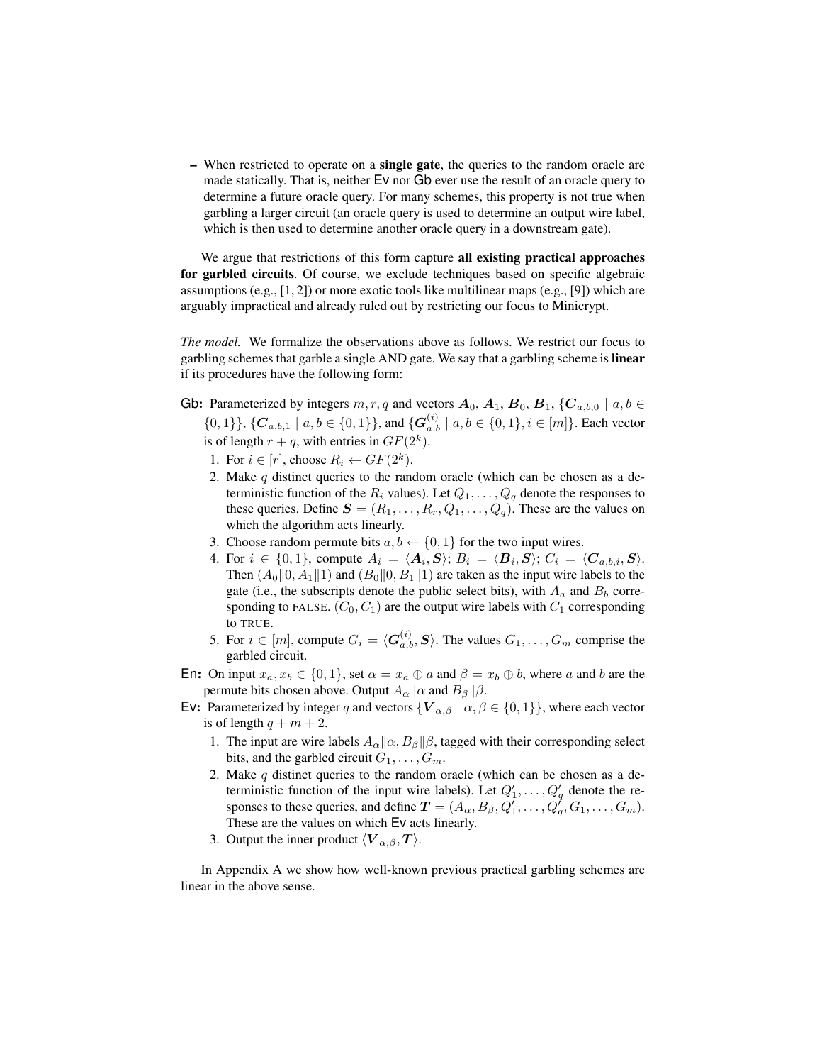- When restricted to operate on a **single gate**, the queries to the random oracle are made statically. That is, neither Ev nor Gb ever use the result of an oracle query to determine a future oracle query. For many schemes, this property is not true when garbling a larger circuit (an oracle query is used to determine an output wire label, which is then used to determine another oracle query in a downstream gate).

We argue that restrictions of this form capture **all existing practical approaches for garbled circuits**. Of course, we exclude techniques based on specific algebraic assumptions (e.g., [1, 2]) or more exotic tools like multilinear maps (e.g., [9]) which are arguably impractical and already ruled out by restricting our focus to Minicrypt.

*The model.* We formalize the observations above as follows. We restrict our focus to garbling schemes that garble a single AND gate. We say that a garbling scheme is **linear** if its procedures have the following form:

**Gb:** Parameterized by integers $m, r, q$ and vectors $\boldsymbol{A}_0$, $\boldsymbol{A}_1$, $\boldsymbol{B}_0$, $\boldsymbol{B}_1$, $\{\boldsymbol{C}_{a,b,0} \mid a, b \in \{0,1\}\}$, $\{\boldsymbol{C}_{a,b,1} \mid a, b \in \{0,1\}\}$, and $\{\boldsymbol{G}^{(i)}_{a,b} \mid a, b \in \{0,1\}, i \in [m]\}$. Each vector is of length $r + q$, with entries in $GF(2^k)$.

1. For $i \in [r]$, choose $R_i \leftarrow GF(2^k)$.
2. Make $q$ distinct queries to the random oracle (which can be chosen as a deterministic function of the $R_i$ values). Let $Q_1, \ldots, Q_q$ denote the responses to these queries. Define $\boldsymbol{S} = (R_1, \ldots, R_r, Q_1, \ldots, Q_q)$. These are the values on which the algorithm acts linearly.
3. Choose random permute bits $a, b \leftarrow \{0, 1\}$ for the two input wires.
4. For $i \in \{0, 1\}$, compute $A_i = \langle \boldsymbol{A}_i, \boldsymbol{S} \rangle$; $B_i = \langle \boldsymbol{B}_i, \boldsymbol{S} \rangle$; $C_i = \langle \boldsymbol{C}_{a,b,i}, \boldsymbol{S} \rangle$. Then $(A_0\|0, A_1\|1)$ and $(B_0\|0, B_1\|1)$ are taken as the input wire labels to the gate (i.e., the subscripts denote the public select bits), with $A_a$ and $B_b$ corresponding to FALSE. $(C_0, C_1)$ are the output wire labels with $C_1$ corresponding to TRUE.
5. For $i \in [m]$, compute $G_i = \langle \boldsymbol{G}^{(i)}_{a,b}, \boldsymbol{S} \rangle$. The values $G_1, \ldots, G_m$ comprise the garbled circuit.

**En:** On input $x_a, x_b \in \{0, 1\}$, set $\alpha = x_a \oplus a$ and $\beta = x_b \oplus b$, where $a$ and $b$ are the permute bits chosen above. Output $A_\alpha\|\alpha$ and $B_\beta\|\beta$.

**Ev:** Parameterized by integer $q$ and vectors $\{\boldsymbol{V}_{\alpha,\beta} \mid \alpha, \beta \in \{0,1\}\}$, where each vector is of length $q + m + 2$.

1. The input are wire labels $A_\alpha\|\alpha$, $B_\beta\|\beta$, tagged with their corresponding select bits, and the garbled circuit $G_1, \ldots, G_m$.
2. Make $q$ distinct queries to the random oracle (which can be chosen as a deterministic function of the input wire labels). Let $Q'_1, \ldots, Q'_q$ denote the responses to these queries, and define $\boldsymbol{T} = (A_\alpha, B_\beta, Q'_1, \ldots, Q'_q, G_1, \ldots, G_m)$. These are the values on which Ev acts linearly.
3. Output the inner product $\langle \boldsymbol{V}_{\alpha,\beta}, \boldsymbol{T} \rangle$.

In Appendix A we show how well-known previous practical garbling schemes are linear in the above sense.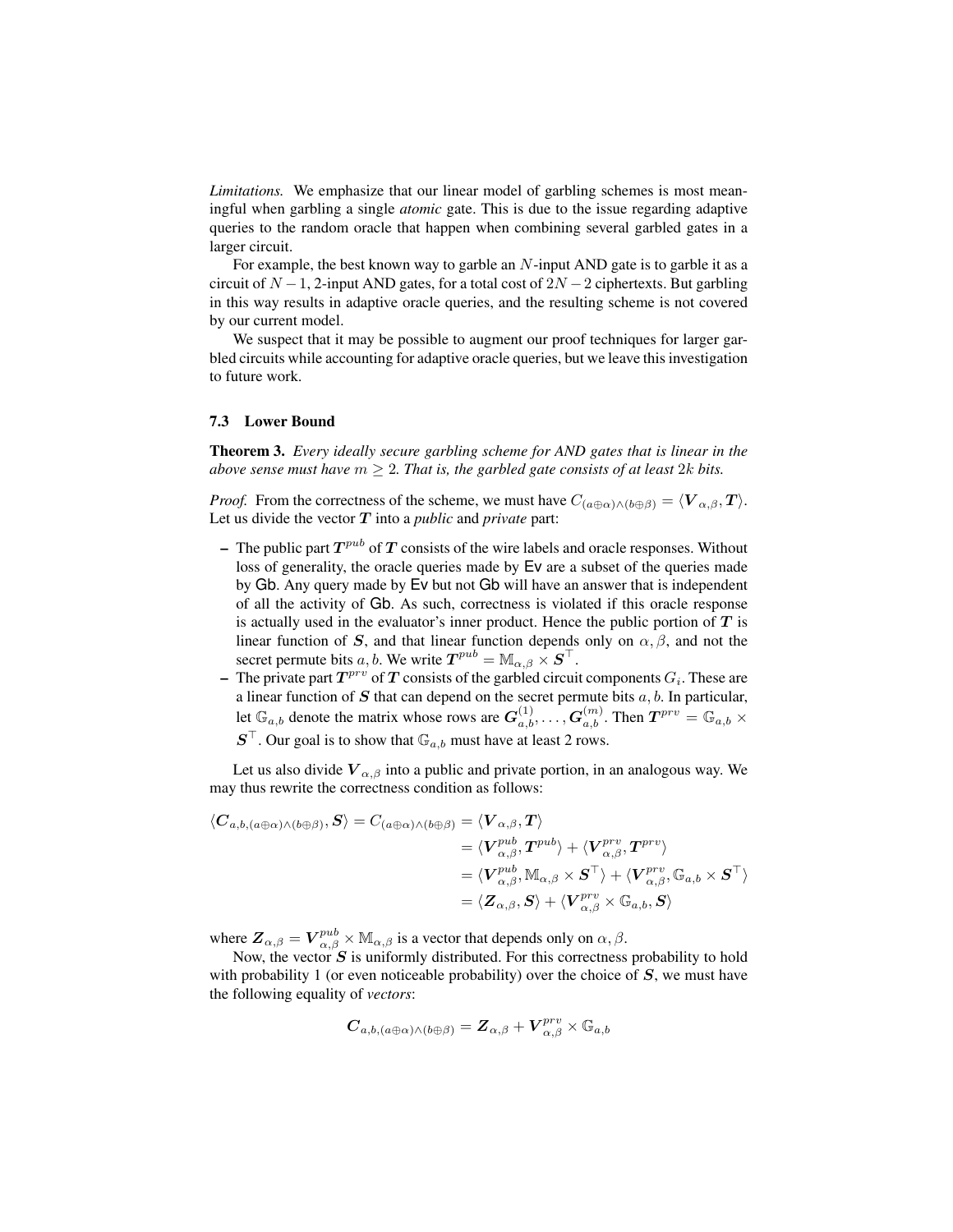*Limitations.* We emphasize that our linear model of garbling schemes is most meaningful when garbling a single *atomic* gate. This is due to the issue regarding adaptive queries to the random oracle that happen when combining several garbled gates in a larger circuit.

For example, the best known way to garble an $N$-input AND gate is to garble it as a circuit of $N-1$, 2-input AND gates, for a total cost of $2N-2$ ciphertexts. But garbling in this way results in adaptive oracle queries, and the resulting scheme is not covered by our current model.

We suspect that it may be possible to augment our proof techniques for larger garbled circuits while accounting for adaptive oracle queries, but we leave this investigation to future work.

### 7.3 Lower Bound

**Theorem 3.** *Every ideally secure garbling scheme for AND gates that is linear in the above sense must have $m \geq 2$. That is, the garbled gate consists of at least $2k$ bits.*

*Proof.* From the correctness of the scheme, we must have $C_{(a\oplus\alpha)\wedge(b\oplus\beta)} = \langle \boldsymbol{V}_{\alpha,\beta}, \boldsymbol{T} \rangle$. Let us divide the vector $\boldsymbol{T}$ into a *public* and *private* part:

- The public part $\boldsymbol{T}^{pub}$ of $\boldsymbol{T}$ consists of the wire labels and oracle responses. Without loss of generality, the oracle queries made by Ev are a subset of the queries made by Gb. Any query made by Ev but not Gb will have an answer that is independent of all the activity of Gb. As such, correctness is violated if this oracle response is actually used in the evaluator's inner product. Hence the public portion of $\boldsymbol{T}$ is linear function of $\boldsymbol{S}$, and that linear function depends only on $\alpha, \beta$, and not the secret permute bits $a, b$. We write $\boldsymbol{T}^{pub} = \mathbb{M}_{\alpha,\beta} \times \boldsymbol{S}^\top$.
- The private part $\boldsymbol{T}^{prv}$ of $\boldsymbol{T}$ consists of the garbled circuit components $G_i$. These are a linear function of $\boldsymbol{S}$ that can depend on the secret permute bits $a, b$. In particular, let $\mathbb{G}_{a,b}$ denote the matrix whose rows are $\boldsymbol{G}^{(1)}_{a,b}, \ldots, \boldsymbol{G}^{(m)}_{a,b}$. Then $\boldsymbol{T}^{prv} = \mathbb{G}_{a,b} \times \boldsymbol{S}^\top$. Our goal is to show that $\mathbb{G}_{a,b}$ must have at least 2 rows.

Let us also divide $\boldsymbol{V}_{\alpha,\beta}$ into a public and private portion, in an analogous way. We may thus rewrite the correctness condition as follows:

$$
\begin{aligned}
\langle \boldsymbol{C}_{a,b,(a\oplus\alpha)\wedge(b\oplus\beta)}, \boldsymbol{S} \rangle = C_{(a\oplus\alpha)\wedge(b\oplus\beta)} &= \langle \boldsymbol{V}_{\alpha,\beta}, \boldsymbol{T} \rangle \\
&= \langle \boldsymbol{V}^{pub}_{\alpha,\beta}, \boldsymbol{T}^{pub} \rangle + \langle \boldsymbol{V}^{prv}_{\alpha,\beta}, \boldsymbol{T}^{prv} \rangle \\
&= \langle \boldsymbol{V}^{pub}_{\alpha,\beta}, \mathbb{M}_{\alpha,\beta} \times \boldsymbol{S}^\top \rangle + \langle \boldsymbol{V}^{prv}_{\alpha,\beta}, \mathbb{G}_{a,b} \times \boldsymbol{S}^\top \rangle \\
&= \langle \boldsymbol{Z}_{\alpha,\beta}, \boldsymbol{S} \rangle + \langle \boldsymbol{V}^{prv}_{\alpha,\beta} \times \mathbb{G}_{a,b}, \boldsymbol{S} \rangle
\end{aligned}
$$

where $\boldsymbol{Z}_{\alpha,\beta} = \boldsymbol{V}^{pub}_{\alpha,\beta} \times \mathbb{M}_{\alpha,\beta}$ is a vector that depends only on $\alpha, \beta$.

Now, the vector $\boldsymbol{S}$ is uniformly distributed. For this correctness probability to hold with probability 1 (or even noticeable probability) over the choice of $\boldsymbol{S}$, we must have the following equality of *vectors*:

$$
\boldsymbol{C}_{a,b,(a\oplus\alpha)\wedge(b\oplus\beta)} = \boldsymbol{Z}_{\alpha,\beta} + \boldsymbol{V}^{prv}_{\alpha,\beta} \times \mathbb{G}_{a,b}
$$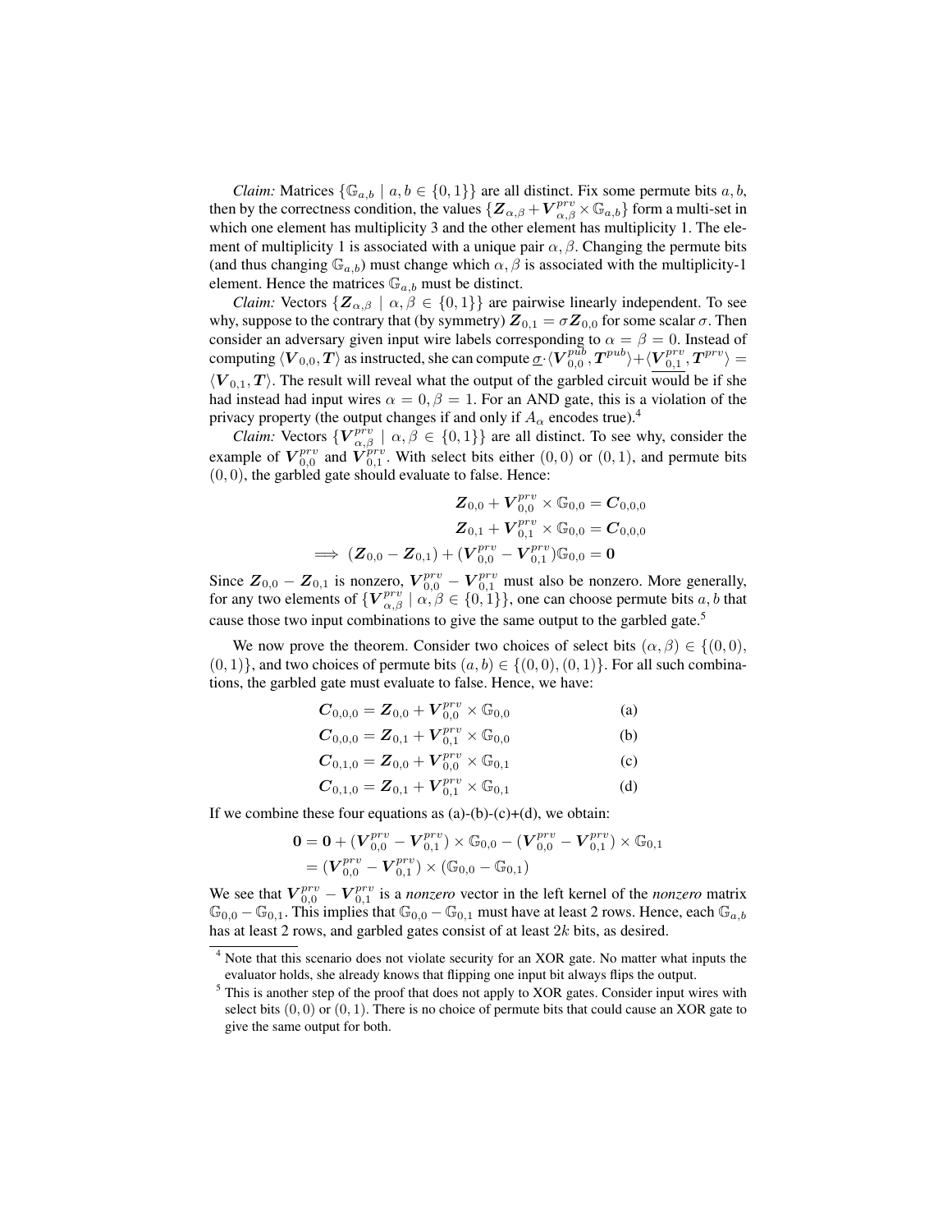*Claim:* Matrices $\{\mathbb{G}_{a,b} \mid a, b \in \{0,1\}\}$ are all distinct. Fix some permute bits $a, b$, then by the correctness condition, the values $\{\boldsymbol{Z}_{\alpha,\beta} + \boldsymbol{V}^{prv}_{\alpha,\beta} \times \mathbb{G}_{a,b}\}$ form a multi-set in which one element has multiplicity 3 and the other element has multiplicity 1. The element of multiplicity 1 is associated with a unique pair $\alpha, \beta$. Changing the permute bits (and thus changing $\mathbb{G}_{a,b}$) must change which $\alpha, \beta$ is associated with the multiplicity-1 element. Hence the matrices $\mathbb{G}_{a,b}$ must be distinct.

*Claim:* Vectors $\{\boldsymbol{Z}_{\alpha,\beta} \mid \alpha, \beta \in \{0,1\}\}$ are pairwise linearly independent. To see why, suppose to the contrary that (by symmetry) $\boldsymbol{Z}_{0,1} = \sigma \boldsymbol{Z}_{0,0}$ for some scalar $\sigma$. Then consider an adversary given input wire labels corresponding to $\alpha = \beta = 0$. Instead of computing $\langle \boldsymbol{V}_{0,0}, \boldsymbol{T} \rangle$ as instructed, she can compute $\underline{\sigma} \cdot \langle \boldsymbol{V}^{pub}_{0,0}, \boldsymbol{T}^{pub} \rangle + \langle \underline{\boldsymbol{V}^{prv}_{0,1}}, \boldsymbol{T}^{prv} \rangle = \langle \boldsymbol{V}_{0,1}, \boldsymbol{T} \rangle$. The result will reveal what the output of the garbled circuit would be if she had instead had input wires $\alpha = 0, \beta = 1$. For an AND gate, this is a violation of the privacy property (the output changes if and only if $A_\alpha$ encodes true).[4]

*Claim:* Vectors $\{\boldsymbol{V}^{prv}_{\alpha,\beta} \mid \alpha, \beta \in \{0,1\}\}$ are all distinct. To see why, consider the example of $\boldsymbol{V}^{prv}_{0,0}$ and $\boldsymbol{V}^{prv}_{0,1}$. With select bits either $(0,0)$ or $(0,1)$, and permute bits $(0,0)$, the garbled gate should evaluate to false. Hence:

$$\begin{aligned}
\boldsymbol{Z}_{0,0} + \boldsymbol{V}^{prv}_{0,0} \times \mathbb{G}_{0,0} &= \boldsymbol{C}_{0,0,0} \\
\boldsymbol{Z}_{0,1} + \boldsymbol{V}^{prv}_{0,1} \times \mathbb{G}_{0,0} &= \boldsymbol{C}_{0,0,0} \\
\implies (\boldsymbol{Z}_{0,0} - \boldsymbol{Z}_{0,1}) + (\boldsymbol{V}^{prv}_{0,0} - \boldsymbol{V}^{prv}_{0,1})\mathbb{G}_{0,0} &= \boldsymbol{0}
\end{aligned}$$

Since $\boldsymbol{Z}_{0,0} - \boldsymbol{Z}_{0,1}$ is nonzero, $\boldsymbol{V}^{prv}_{0,0} - \boldsymbol{V}^{prv}_{0,1}$ must also be nonzero. More generally, for any two elements of $\{\boldsymbol{V}^{prv}_{\alpha,\beta} \mid \alpha, \beta \in \{0,1\}\}$, one can choose permute bits $a, b$ that cause those two input combinations to give the same output to the garbled gate.[5]

We now prove the theorem. Consider two choices of select bits $(\alpha, \beta) \in \{(0,0), (0,1)\}$, and two choices of permute bits $(a, b) \in \{(0,0), (0,1)\}$. For all such combinations, the garbled gate must evaluate to false. Hence, we have:

$$\begin{aligned}
\boldsymbol{C}_{0,0,0} &= \boldsymbol{Z}_{0,0} + \boldsymbol{V}^{prv}_{0,0} \times \mathbb{G}_{0,0} && \text{(a)} \\
\boldsymbol{C}_{0,0,0} &= \boldsymbol{Z}_{0,1} + \boldsymbol{V}^{prv}_{0,1} \times \mathbb{G}_{0,0} && \text{(b)} \\
\boldsymbol{C}_{0,1,0} &= \boldsymbol{Z}_{0,0} + \boldsymbol{V}^{prv}_{0,0} \times \mathbb{G}_{0,1} && \text{(c)} \\
\boldsymbol{C}_{0,1,0} &= \boldsymbol{Z}_{0,1} + \boldsymbol{V}^{prv}_{0,1} \times \mathbb{G}_{0,1} && \text{(d)}
\end{aligned}$$

If we combine these four equations as (a)-(b)-(c)+(d), we obtain:

$$\begin{aligned}
\boldsymbol{0} &= \boldsymbol{0} + (\boldsymbol{V}^{prv}_{0,0} - \boldsymbol{V}^{prv}_{0,1}) \times \mathbb{G}_{0,0} - (\boldsymbol{V}^{prv}_{0,0} - \boldsymbol{V}^{prv}_{0,1}) \times \mathbb{G}_{0,1} \\
&= (\boldsymbol{V}^{prv}_{0,0} - \boldsymbol{V}^{prv}_{0,1}) \times (\mathbb{G}_{0,0} - \mathbb{G}_{0,1})
\end{aligned}$$

We see that $\boldsymbol{V}^{prv}_{0,0} - \boldsymbol{V}^{prv}_{0,1}$ is a *nonzero* vector in the left kernel of the *nonzero* matrix $\mathbb{G}_{0,0} - \mathbb{G}_{0,1}$. This implies that $\mathbb{G}_{0,0} - \mathbb{G}_{0,1}$ must have at least 2 rows. Hence, each $\mathbb{G}_{a,b}$ has at least 2 rows, and garbled gates consist of at least $2k$ bits, as desired.

---

[4] Note that this scenario does not violate security for an XOR gate. No matter what inputs the evaluator holds, she already knows that flipping one input bit always flips the output.

[5] This is another step of the proof that does not apply to XOR gates. Consider input wires with select bits $(0,0)$ or $(0,1)$. There is no choice of permute bits that could cause an XOR gate to give the same output for both.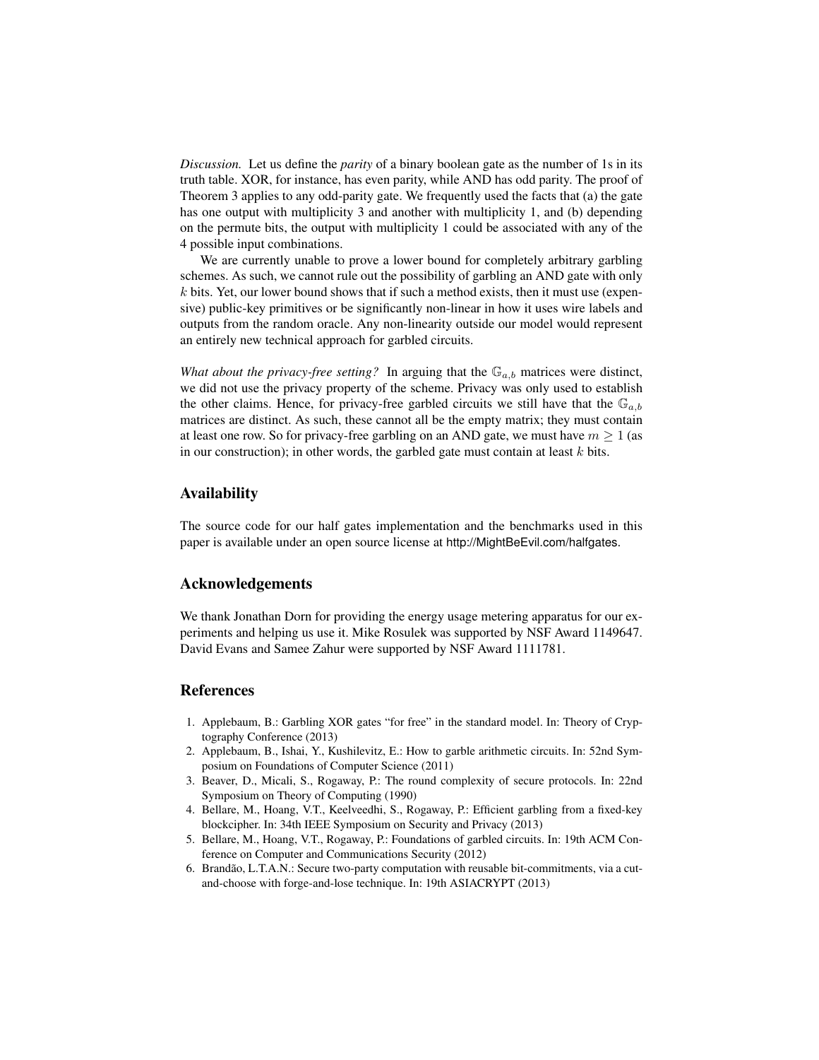*Discussion.* Let us define the *parity* of a binary boolean gate as the number of 1s in its truth table. XOR, for instance, has even parity, while AND has odd parity. The proof of Theorem 3 applies to any odd-parity gate. We frequently used the facts that (a) the gate has one output with multiplicity 3 and another with multiplicity 1, and (b) depending on the permute bits, the output with multiplicity 1 could be associated with any of the 4 possible input combinations.

We are currently unable to prove a lower bound for completely arbitrary garbling schemes. As such, we cannot rule out the possibility of garbling an AND gate with only $k$ bits. Yet, our lower bound shows that if such a method exists, then it must use (expensive) public-key primitives or be significantly non-linear in how it uses wire labels and outputs from the random oracle. Any non-linearity outside our model would represent an entirely new technical approach for garbled circuits.

*What about the privacy-free setting?* In arguing that the $\mathbb{G}_{a,b}$ matrices were distinct, we did not use the privacy property of the scheme. Privacy was only used to establish the other claims. Hence, for privacy-free garbled circuits we still have that the $\mathbb{G}_{a,b}$ matrices are distinct. As such, these cannot all be the empty matrix; they must contain at least one row. So for privacy-free garbling on an AND gate, we must have $m \geq 1$ (as in our construction); in other words, the garbled gate must contain at least $k$ bits.

## Availability

The source code for our half gates implementation and the benchmarks used in this paper is available under an open source license at http://MightBeEvil.com/halfgates.

## Acknowledgements

We thank Jonathan Dorn for providing the energy usage metering apparatus for our experiments and helping us use it. Mike Rosulek was supported by NSF Award 1149647. David Evans and Samee Zahur were supported by NSF Award 1111781.

## References

1. Applebaum, B.: Garbling XOR gates "for free" in the standard model. In: Theory of Cryptography Conference (2013)
2. Applebaum, B., Ishai, Y., Kushilevitz, E.: How to garble arithmetic circuits. In: 52nd Symposium on Foundations of Computer Science (2011)
3. Beaver, D., Micali, S., Rogaway, P.: The round complexity of secure protocols. In: 22nd Symposium on Theory of Computing (1990)
4. Bellare, M., Hoang, V.T., Keelveedhi, S., Rogaway, P.: Efficient garbling from a fixed-key blockcipher. In: 34th IEEE Symposium on Security and Privacy (2013)
5. Bellare, M., Hoang, V.T., Rogaway, P.: Foundations of garbled circuits. In: 19th ACM Conference on Computer and Communications Security (2012)
6. Brandão, L.T.A.N.: Secure two-party computation with reusable bit-commitments, via a cut-and-choose with forge-and-lose technique. In: 19th ASIACRYPT (2013)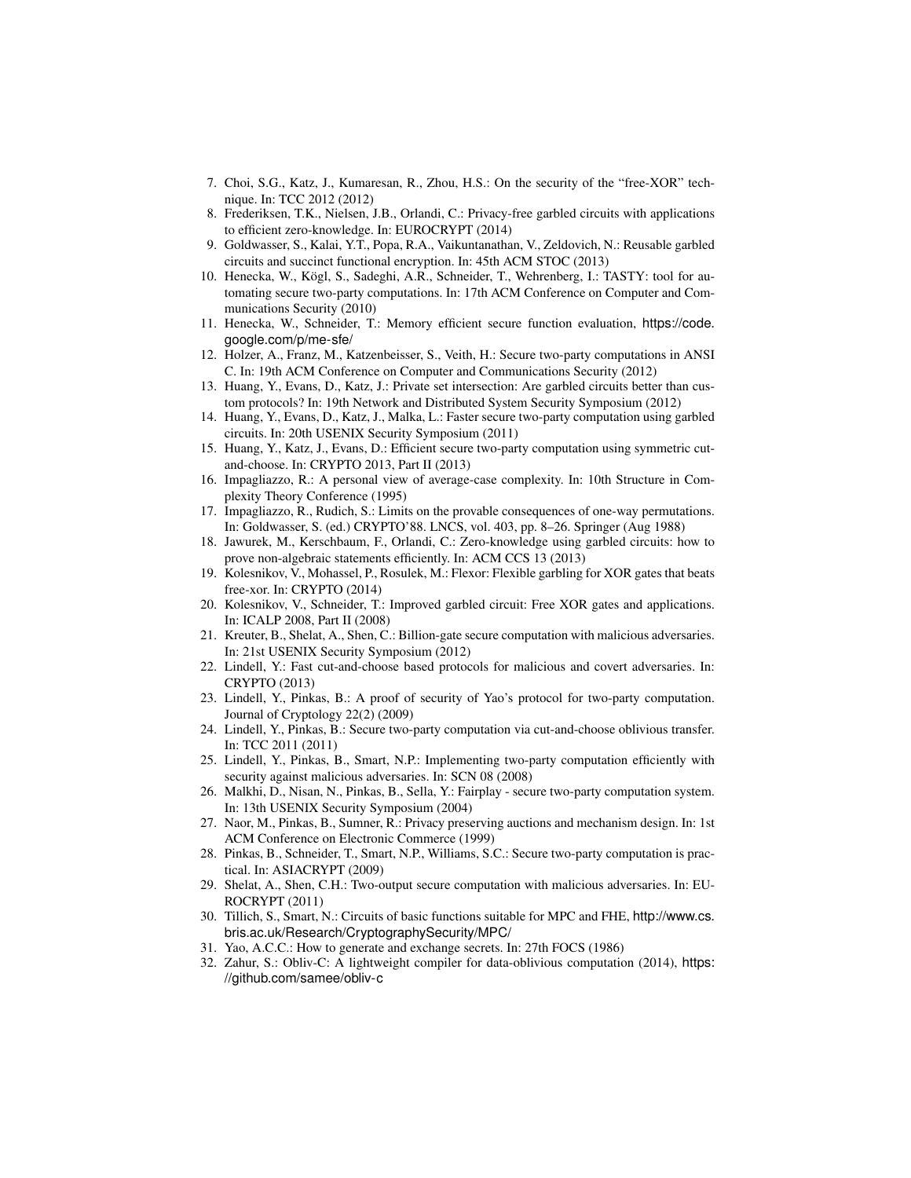7. Choi, S.G., Katz, J., Kumaresan, R., Zhou, H.S.: On the security of the "free-XOR" technique. In: TCC 2012 (2012)
8. Frederiksen, T.K., Nielsen, J.B., Orlandi, C.: Privacy-free garbled circuits with applications to efficient zero-knowledge. In: EUROCRYPT (2014)
9. Goldwasser, S., Kalai, Y.T., Popa, R.A., Vaikuntanathan, V., Zeldovich, N.: Reusable garbled circuits and succinct functional encryption. In: 45th ACM STOC (2013)
10. Henecka, W., Kögl, S., Sadeghi, A.R., Schneider, T., Wehrenberg, I.: TASTY: tool for automating secure two-party computations. In: 17th ACM Conference on Computer and Communications Security (2010)
11. Henecka, W., Schneider, T.: Memory efficient secure function evaluation, https://code.google.com/p/me-sfe/
12. Holzer, A., Franz, M., Katzenbeisser, S., Veith, H.: Secure two-party computations in ANSI C. In: 19th ACM Conference on Computer and Communications Security (2012)
13. Huang, Y., Evans, D., Katz, J.: Private set intersection: Are garbled circuits better than custom protocols? In: 19th Network and Distributed System Security Symposium (2012)
14. Huang, Y., Evans, D., Katz, J., Malka, L.: Faster secure two-party computation using garbled circuits. In: 20th USENIX Security Symposium (2011)
15. Huang, Y., Katz, J., Evans, D.: Efficient secure two-party computation using symmetric cut-and-choose. In: CRYPTO 2013, Part II (2013)
16. Impagliazzo, R.: A personal view of average-case complexity. In: 10th Structure in Complexity Theory Conference (1995)
17. Impagliazzo, R., Rudich, S.: Limits on the provable consequences of one-way permutations. In: Goldwasser, S. (ed.) CRYPTO'88. LNCS, vol. 403, pp. 8–26. Springer (Aug 1988)
18. Jawurek, M., Kerschbaum, F., Orlandi, C.: Zero-knowledge using garbled circuits: how to prove non-algebraic statements efficiently. In: ACM CCS 13 (2013)
19. Kolesnikov, V., Mohassel, P., Rosulek, M.: Flexor: Flexible garbling for XOR gates that beats free-xor. In: CRYPTO (2014)
20. Kolesnikov, V., Schneider, T.: Improved garbled circuit: Free XOR gates and applications. In: ICALP 2008, Part II (2008)
21. Kreuter, B., Shelat, A., Shen, C.: Billion-gate secure computation with malicious adversaries. In: 21st USENIX Security Symposium (2012)
22. Lindell, Y.: Fast cut-and-choose based protocols for malicious and covert adversaries. In: CRYPTO (2013)
23. Lindell, Y., Pinkas, B.: A proof of security of Yao's protocol for two-party computation. Journal of Cryptology 22(2) (2009)
24. Lindell, Y., Pinkas, B.: Secure two-party computation via cut-and-choose oblivious transfer. In: TCC 2011 (2011)
25. Lindell, Y., Pinkas, B., Smart, N.P.: Implementing two-party computation efficiently with security against malicious adversaries. In: SCN 08 (2008)
26. Malkhi, D., Nisan, N., Pinkas, B., Sella, Y.: Fairplay - secure two-party computation system. In: 13th USENIX Security Symposium (2004)
27. Naor, M., Pinkas, B., Sumner, R.: Privacy preserving auctions and mechanism design. In: 1st ACM Conference on Electronic Commerce (1999)
28. Pinkas, B., Schneider, T., Smart, N.P., Williams, S.C.: Secure two-party computation is practical. In: ASIACRYPT (2009)
29. Shelat, A., Shen, C.H.: Two-output secure computation with malicious adversaries. In: EUROCRYPT (2011)
30. Tillich, S., Smart, N.: Circuits of basic functions suitable for MPC and FHE, http://www.cs.bris.ac.uk/Research/CryptographySecurity/MPC/
31. Yao, A.C.C.: How to generate and exchange secrets. In: 27th FOCS (1986)
32. Zahur, S.: Obliv-C: A lightweight compiler for data-oblivious computation (2014), https://github.com/samee/obliv-c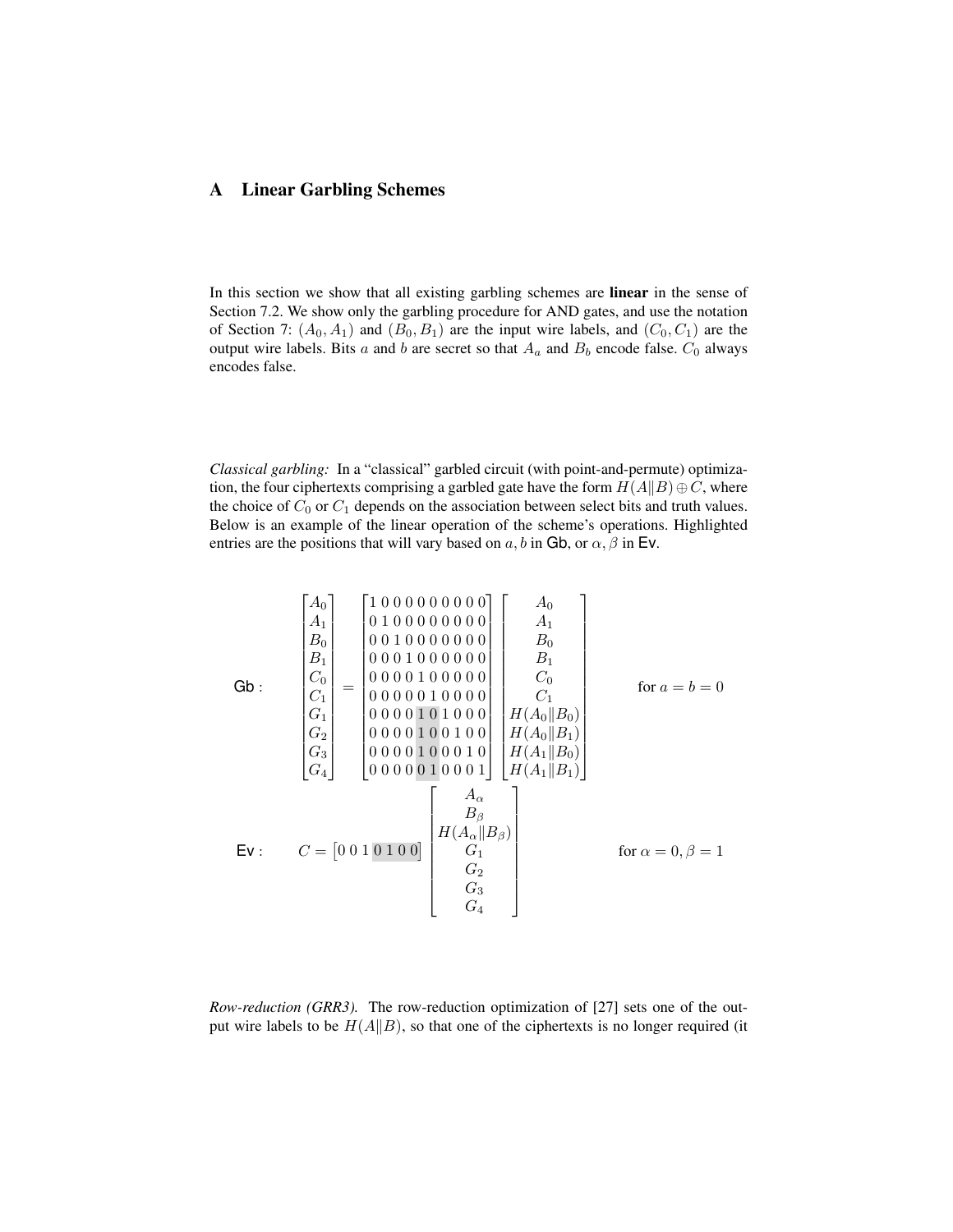## A Linear Garbling Schemes

In this section we show that all existing garbling schemes are **linear** in the sense of Section 7.2. We show only the garbling procedure for AND gates, and use the notation of Section 7: $(A_0, A_1)$ and $(B_0, B_1)$ are the input wire labels, and $(C_0, C_1)$ are the output wire labels. Bits $a$ and $b$ are secret so that $A_a$ and $B_b$ encode false. $C_0$ always encodes false.

*Classical garbling:* In a "classical" garbled circuit (with point-and-permute) optimization, the four ciphertexts comprising a garbled gate have the form $H(A\|B) \oplus C$, where the choice of $C_0$ or $C_1$ depends on the association between select bits and truth values. Below is an example of the linear operation of the scheme's operations. Highlighted entries are the positions that will vary based on $a, b$ in Gb, or $\alpha, \beta$ in Ev.

$$\mathsf{Gb}: \quad \begin{bmatrix} A_0 \\ A_1 \\ B_0 \\ B_1 \\ C_0 \\ C_1 \\ G_1 \\ G_2 \\ G_3 \\ G_4 \end{bmatrix} = \begin{bmatrix} 1\,0\,0\,0\,0\,0\,0\,0\,0\,0 \\ 0\,1\,0\,0\,0\,0\,0\,0\,0\,0 \\ 0\,0\,1\,0\,0\,0\,0\,0\,0\,0 \\ 0\,0\,0\,1\,0\,0\,0\,0\,0\,0 \\ 0\,0\,0\,0\,1\,0\,0\,0\,0\,0 \\ 0\,0\,0\,0\,0\,1\,0\,0\,0\,0 \\ 0\,0\,0\,0\,1\,0\,1\,0\,0\,0 \\ 0\,0\,0\,0\,1\,0\,0\,1\,0\,0 \\ 0\,0\,0\,0\,1\,0\,0\,0\,1\,0 \\ 0\,0\,0\,0\,0\,1\,0\,0\,0\,1 \end{bmatrix} \begin{bmatrix} A_0 \\ A_1 \\ B_0 \\ B_1 \\ C_0 \\ C_1 \\ H(A_0\|B_0) \\ H(A_0\|B_1) \\ H(A_1\|B_0) \\ H(A_1\|B_1) \end{bmatrix} \qquad \text{for } a = b = 0$$

$$\mathsf{Ev}: \qquad C = \begin{bmatrix} 0\,0\,1\,0\,1\,0\,0 \end{bmatrix} \begin{bmatrix} A_\alpha \\ B_\beta \\ H(A_\alpha\|B_\beta) \\ G_1 \\ G_2 \\ G_3 \\ G_4 \end{bmatrix} \qquad \text{for } \alpha = 0, \beta = 1$$

*Row-reduction (GRR3).* The row-reduction optimization of [27] sets one of the output wire labels to be $H(A\|B)$, so that one of the ciphertexts is no longer required (it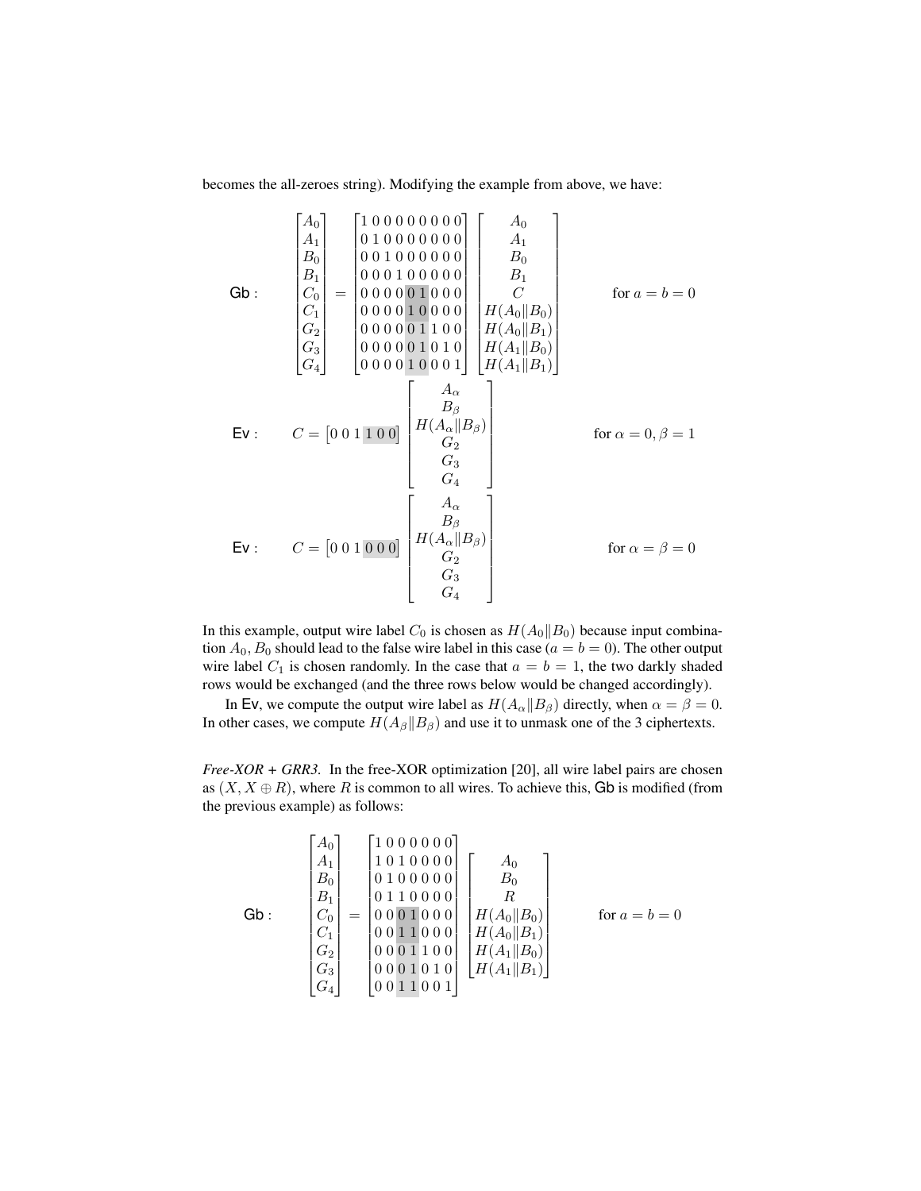becomes the all-zeroes string). Modifying the example from above, we have:

$$
\textsf{Gb}: \quad \begin{bmatrix} A_0 \\ A_1 \\ B_0 \\ B_1 \\ C_0 \\ C_1 \\ G_2 \\ G_3 \\ G_4 \end{bmatrix} = \begin{bmatrix} 1\,0\,0\,0\,0\,0\,0\,0\,0 \\ 0\,1\,0\,0\,0\,0\,0\,0\,0 \\ 0\,0\,1\,0\,0\,0\,0\,0\,0 \\ 0\,0\,0\,1\,0\,0\,0\,0\,0 \\ 0\,0\,0\,0\,0\,1\,0\,0\,0 \\ 0\,0\,0\,0\,1\,0\,0\,0\,0 \\ 0\,0\,0\,0\,0\,1\,1\,0\,0 \\ 0\,0\,0\,0\,0\,1\,0\,1\,0 \\ 0\,0\,0\,0\,1\,0\,0\,0\,1 \end{bmatrix} \begin{bmatrix} A_0 \\ A_1 \\ B_0 \\ B_1 \\ C \\ H(A_0\|B_0) \\ H(A_0\|B_1) \\ H(A_1\|B_0) \\ H(A_1\|B_1) \end{bmatrix} \qquad \text{for } a = b = 0
$$

$$
\textsf{Ev}: \qquad C = \begin{bmatrix} 0\,0\,1\,1\,0\,0 \end{bmatrix} \begin{bmatrix} A_\alpha \\ B_\beta \\ H(A_\alpha\|B_\beta) \\ G_2 \\ G_3 \\ G_4 \end{bmatrix} \qquad \text{for } \alpha = 0, \beta = 1
$$

$$
\textsf{Ev}: \qquad C = \begin{bmatrix} 0\,0\,1\,0\,0\,0 \end{bmatrix} \begin{bmatrix} A_\alpha \\ B_\beta \\ H(A_\alpha\|B_\beta) \\ G_2 \\ G_3 \\ G_4 \end{bmatrix} \qquad \text{for } \alpha = \beta = 0
$$

In this example, output wire label $C_0$ is chosen as $H(A_0\|B_0)$ because input combination $A_0, B_0$ should lead to the false wire label in this case ($a = b = 0$). The other output wire label $C_1$ is chosen randomly. In the case that $a = b = 1$, the two darkly shaded rows would be exchanged (and the three rows below would be changed accordingly).

In Ev, we compute the output wire label as $H(A_\alpha\|B_\beta)$ directly, when $\alpha = \beta = 0$. In other cases, we compute $H(A_\beta\|B_\beta)$ and use it to unmask one of the 3 ciphertexts.

*Free-XOR + GRR3.* In the free-XOR optimization [20], all wire label pairs are chosen as $(X, X \oplus R)$, where $R$ is common to all wires. To achieve this, Gb is modified (from the previous example) as follows:

$$
\textsf{Gb}: \quad \begin{bmatrix} A_0 \\ A_1 \\ B_0 \\ B_1 \\ C_0 \\ C_1 \\ G_2 \\ G_3 \\ G_4 \end{bmatrix} = \begin{bmatrix} 1\,0\,0\,0\,0\,0\,0 \\ 1\,0\,1\,0\,0\,0\,0 \\ 0\,1\,0\,0\,0\,0\,0 \\ 0\,1\,1\,0\,0\,0\,0 \\ 0\,0\,0\,1\,0\,0\,0 \\ 0\,0\,1\,1\,0\,0\,0 \\ 0\,0\,0\,1\,1\,0\,0 \\ 0\,0\,0\,1\,0\,1\,0 \\ 0\,0\,1\,1\,0\,0\,1 \end{bmatrix} \begin{bmatrix} A_0 \\ B_0 \\ R \\ H(A_0\|B_0) \\ H(A_0\|B_1) \\ H(A_1\|B_0) \\ H(A_1\|B_1) \end{bmatrix} \qquad \text{for } a = b = 0
$$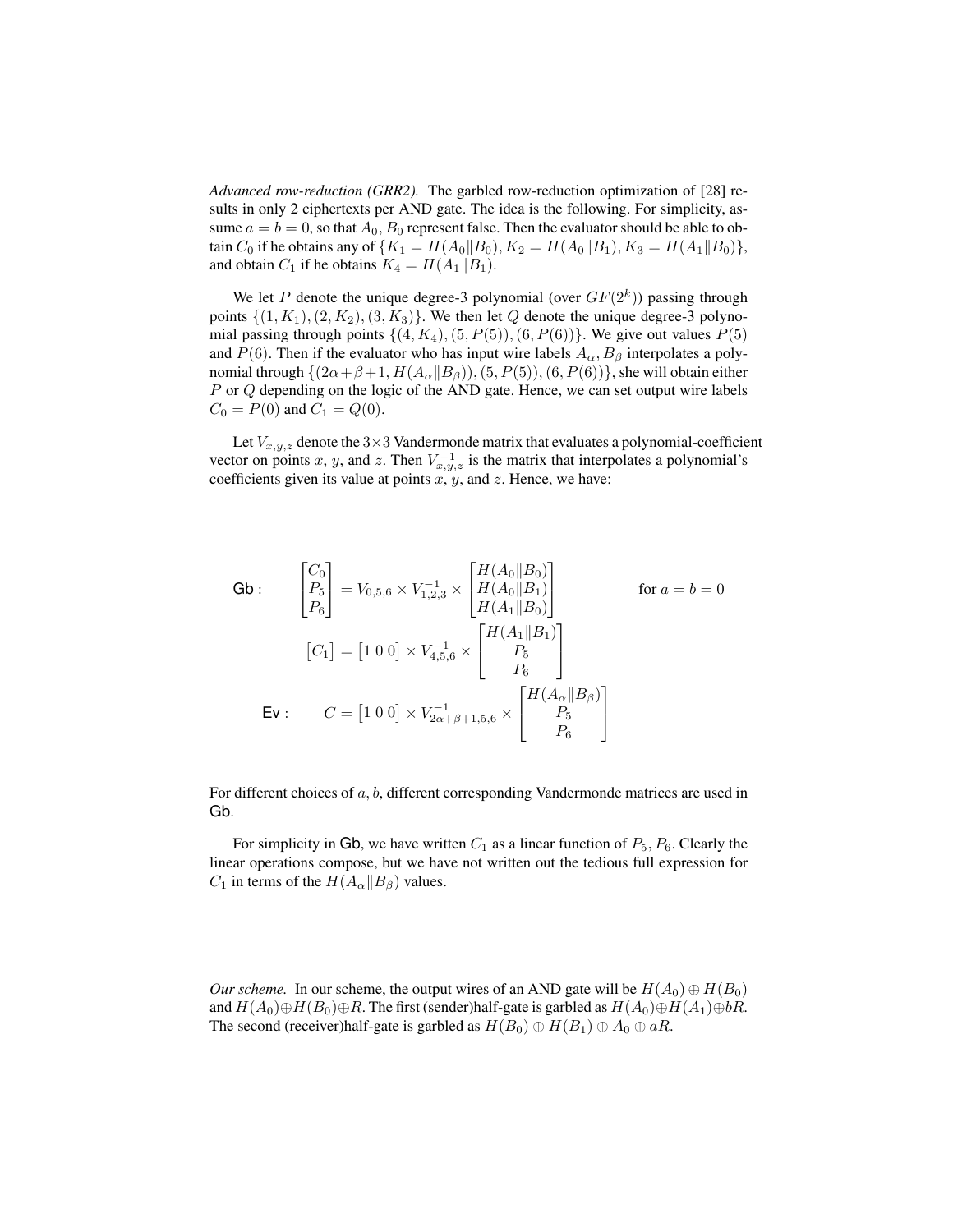*Advanced row-reduction (GRR2).* The garbled row-reduction optimization of [28] results in only 2 ciphertexts per AND gate. The idea is the following. For simplicity, assume $a = b = 0$, so that $A_0, B_0$ represent false. Then the evaluator should be able to obtain $C_0$ if he obtains any of $\{K_1 = H(A_0 \| B_0), K_2 = H(A_0 \| B_1), K_3 = H(A_1 \| B_0)\}$, and obtain $C_1$ if he obtains $K_4 = H(A_1 \| B_1)$.

We let $P$ denote the unique degree-3 polynomial (over $GF(2^k)$) passing through points $\{(1, K_1), (2, K_2), (3, K_3)\}$. We then let $Q$ denote the unique degree-3 polynomial passing through points $\{(4, K_4), (5, P(5)), (6, P(6))\}$. We give out values $P(5)$ and $P(6)$. Then if the evaluator who has input wire labels $A_\alpha, B_\beta$ interpolates a polynomial through $\{(2\alpha+\beta+1, H(A_\alpha \| B_\beta)), (5, P(5)), (6, P(6))\}$, she will obtain either $P$ or $Q$ depending on the logic of the AND gate. Hence, we can set output wire labels $C_0 = P(0)$ and $C_1 = Q(0)$.

Let $V_{x,y,z}$ denote the $3\times 3$ Vandermonde matrix that evaluates a polynomial-coefficient vector on points $x$, $y$, and $z$. Then $V_{x,y,z}^{-1}$ is the matrix that interpolates a polynomial's coefficients given its value at points $x$, $y$, and $z$. Hence, we have:

$$\mathsf{Gb}: \quad \begin{bmatrix} C_0 \\ P_5 \\ P_6 \end{bmatrix} = V_{0,5,6} \times V_{1,2,3}^{-1} \times \begin{bmatrix} H(A_0 \| B_0) \\ H(A_0 \| B_1) \\ H(A_1 \| B_0) \end{bmatrix} \qquad \text{for } a = b = 0$$

$$\begin{bmatrix} C_1 \end{bmatrix} = \begin{bmatrix} 1 & 0 & 0 \end{bmatrix} \times V_{4,5,6}^{-1} \times \begin{bmatrix} H(A_1 \| B_1) \\ P_5 \\ P_6 \end{bmatrix}$$

$$\mathsf{Ev}: \quad C = \begin{bmatrix} 1 & 0 & 0 \end{bmatrix} \times V_{2\alpha+\beta+1,5,6}^{-1} \times \begin{bmatrix} H(A_\alpha \| B_\beta) \\ P_5 \\ P_6 \end{bmatrix}$$

For different choices of $a, b$, different corresponding Vandermonde matrices are used in $\mathsf{Gb}$.

For simplicity in $\mathsf{Gb}$, we have written $C_1$ as a linear function of $P_5, P_6$. Clearly the linear operations compose, but we have not written out the tedious full expression for $C_1$ in terms of the $H(A_\alpha \| B_\beta)$ values.

*Our scheme.* In our scheme, the output wires of an AND gate will be $H(A_0) \oplus H(B_0)$ and $H(A_0) \oplus H(B_0) \oplus R$. The first (sender)half-gate is garbled as $H(A_0) \oplus H(A_1) \oplus bR$. The second (receiver)half-gate is garbled as $H(B_0) \oplus H(B_1) \oplus A_0 \oplus aR$.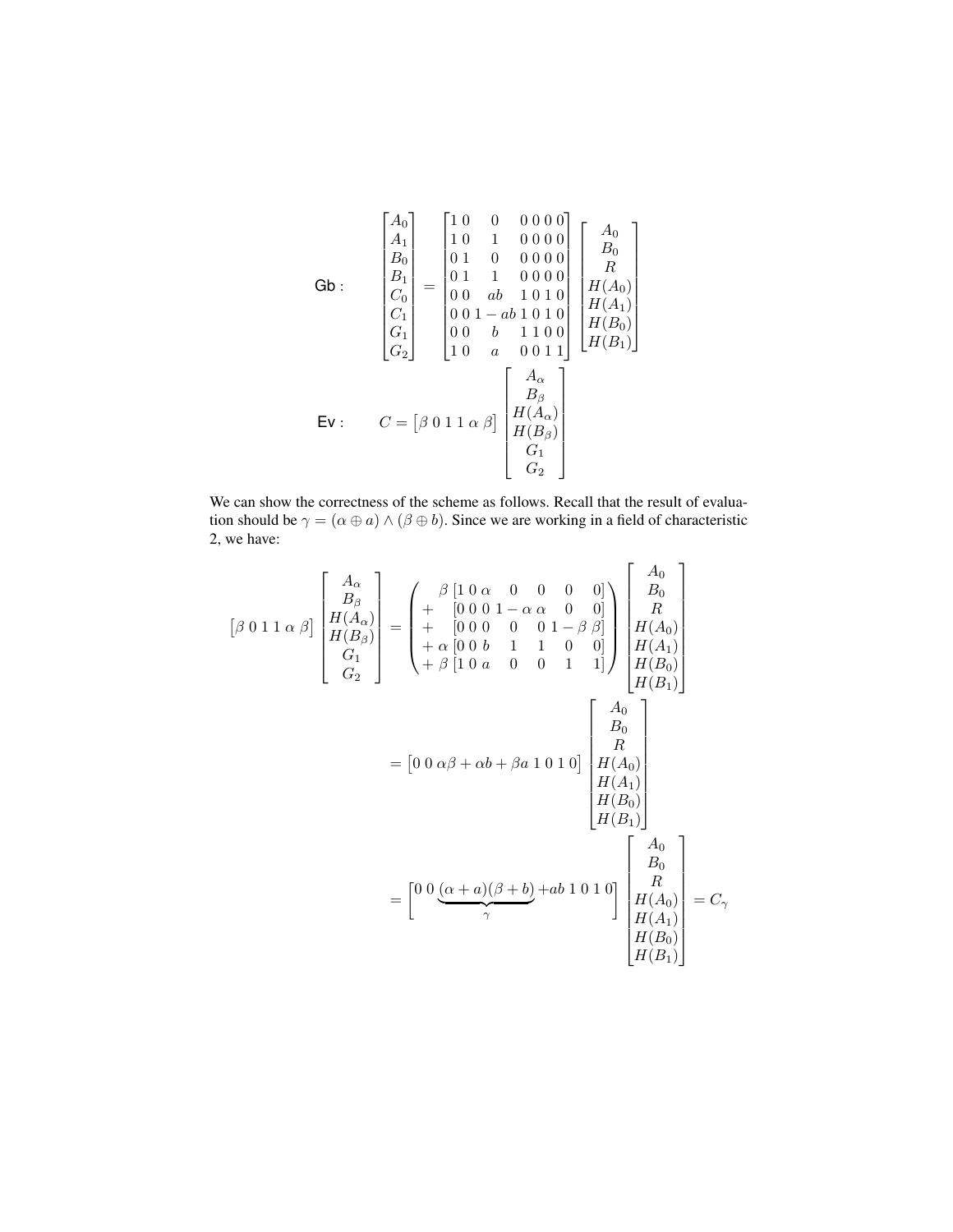$$
\textsf{Gb}: \quad \begin{bmatrix} A_0 \\ A_1 \\ B_0 \\ B_1 \\ C_0 \\ C_1 \\ G_1 \\ G_2 \end{bmatrix} = \begin{bmatrix} 1 & 0 & 0 & 0 & 0 & 0 & 0 \\ 1 & 0 & 1 & 0 & 0 & 0 & 0 \\ 0 & 1 & 0 & 0 & 0 & 0 & 0 \\ 0 & 1 & 1 & 0 & 0 & 0 & 0 \\ 0 & 0 & ab & 1 & 0 & 1 & 0 \\ 0 & 0 & 1-ab & 1 & 0 & 1 & 0 \\ 0 & 0 & b & 1 & 1 & 0 & 0 \\ 1 & 0 & a & 0 & 0 & 1 & 1 \end{bmatrix} \begin{bmatrix} A_0 \\ B_0 \\ R \\ H(A_0) \\ H(A_1) \\ H(B_0) \\ H(B_1) \end{bmatrix}
$$

$$
\textsf{Ev}: \quad C = \begin{bmatrix} \beta & 0 & 1 & 1 & \alpha & \beta \end{bmatrix} \begin{bmatrix} A_\alpha \\ B_\beta \\ H(A_\alpha) \\ H(B_\beta) \\ G_1 \\ G_2 \end{bmatrix}
$$

We can show the correctness of the scheme as follows. Recall that the result of evaluation should be $\gamma = (\alpha \oplus a) \wedge (\beta \oplus b)$. Since we are working in a field of characteristic 2, we have:

$$
\begin{aligned}
\begin{bmatrix} \beta & 0 & 1 & 1 & \alpha & \beta \end{bmatrix} \begin{bmatrix} A_\alpha \\ B_\beta \\ H(A_\alpha) \\ H(B_\beta) \\ G_1 \\ G_2 \end{bmatrix}
&= \begin{pmatrix} \beta \, [1 \; 0 \; \alpha \quad 0 \quad 0 \quad 0 \quad 0] \\ + \quad [0 \; 0 \; 0 \; 1-\alpha \; \alpha \quad 0 \quad 0] \\ + \quad [0 \; 0 \; 0 \quad 0 \quad 0 \; 1-\beta \; \beta] \\ + \, \alpha \, [0 \; 0 \; b \quad 1 \quad 1 \quad 0 \quad 0] \\ + \, \beta \, [1 \; 0 \; a \quad 0 \quad 0 \quad 1 \quad 1] \end{pmatrix} \begin{bmatrix} A_0 \\ B_0 \\ R \\ H(A_0) \\ H(A_1) \\ H(B_0) \\ H(B_1) \end{bmatrix} \\
&= \begin{bmatrix} 0 & 0 & \alpha\beta + \alpha b + \beta a & 1 & 0 & 1 & 0 \end{bmatrix} \begin{bmatrix} A_0 \\ B_0 \\ R \\ H(A_0) \\ H(A_1) \\ H(B_0) \\ H(B_1) \end{bmatrix} \\
&= \begin{bmatrix} 0 & 0 & \underbrace{(\alpha + a)(\beta + b)}_{\gamma} + ab & 1 & 0 & 1 & 0 \end{bmatrix} \begin{bmatrix} A_0 \\ B_0 \\ R \\ H(A_0) \\ H(A_1) \\ H(B_0) \\ H(B_1) \end{bmatrix} = C_\gamma
\end{aligned}
$$